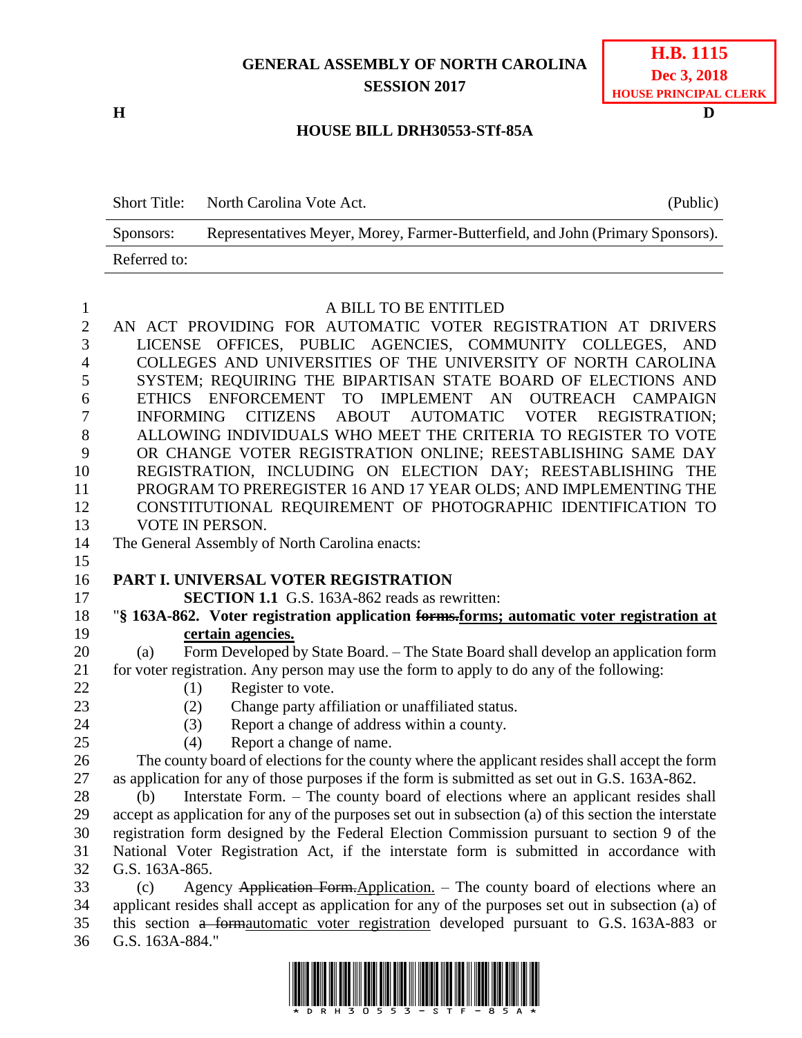**GENERAL ASSEMBLY OF NORTH CAROLINA**
**SESSION 2017**

**H.B. 1115**
**Dec 3, 2018**
**HOUSE PRINCIPAL CLERK**

**H** **D**

**HOUSE BILL DRH30553-STf-85A**

| Short Title: | North Carolina Vote Act. | (Public) |
|---|---|---|
| Sponsors: | Representatives Meyer, Morey, Farmer-Butterfield, and John (Primary Sponsors). | |
| Referred to: | | |

A BILL TO BE ENTITLED

AN ACT PROVIDING FOR AUTOMATIC VOTER REGISTRATION AT DRIVERS LICENSE OFFICES, PUBLIC AGENCIES, COMMUNITY COLLEGES, AND COLLEGES AND UNIVERSITIES OF THE UNIVERSITY OF NORTH CAROLINA SYSTEM; REQUIRING THE BIPARTISAN STATE BOARD OF ELECTIONS AND ETHICS ENFORCEMENT TO IMPLEMENT AN OUTREACH CAMPAIGN INFORMING CITIZENS ABOUT AUTOMATIC VOTER REGISTRATION; ALLOWING INDIVIDUALS WHO MEET THE CRITERIA TO REGISTER TO VOTE OR CHANGE VOTER REGISTRATION ONLINE; REESTABLISHING SAME DAY REGISTRATION, INCLUDING ON ELECTION DAY; REESTABLISHING THE PROGRAM TO PREREGISTER 16 AND 17 YEAR OLDS; AND IMPLEMENTING THE CONSTITUTIONAL REQUIREMENT OF PHOTOGRAPHIC IDENTIFICATION TO VOTE IN PERSON.

The General Assembly of North Carolina enacts:

**PART I. UNIVERSAL VOTER REGISTRATION**

**SECTION 1.1** G.S. 163A-862 reads as rewritten:

"**§ 163A-862. Voter registration application ~~forms.~~<u>forms; automatic voter registration at certain agencies.</u>**

(a) Form Developed by State Board. – The State Board shall develop an application form for voter registration. Any person may use the form to apply to do any of the following:

(1) Register to vote.

(2) Change party affiliation or unaffiliated status.

(3) Report a change of address within a county.

(4) Report a change of name.

The county board of elections for the county where the applicant resides shall accept the form as application for any of those purposes if the form is submitted as set out in G.S. 163A-862.

(b) Interstate Form. – The county board of elections where an applicant resides shall accept as application for any of the purposes set out in subsection (a) of this section the interstate registration form designed by the Federal Election Commission pursuant to section 9 of the National Voter Registration Act, if the interstate form is submitted in accordance with G.S. 163A-865.

(c) Agency ~~Application Form.~~<u>Application.</u> – The county board of elections where an applicant resides shall accept as application for any of the purposes set out in subsection (a) of this section ~~a form~~<u>automatic voter registration</u> developed pursuant to G.S. 163A-883 or G.S. 163A-884."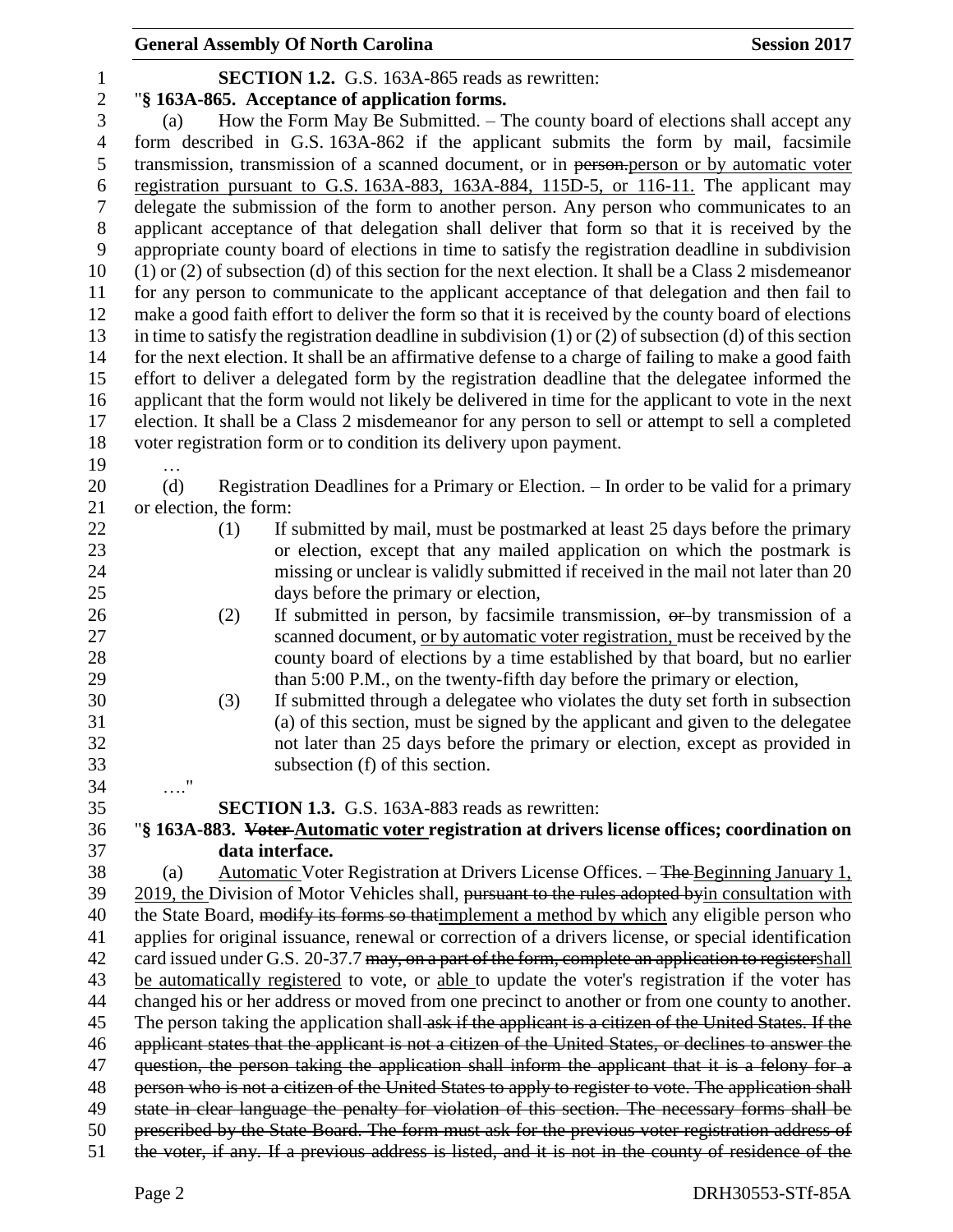**SECTION 1.2.** G.S. 163A-865 reads as rewritten:

"**§ 163A-865. Acceptance of application forms.**

(a) How the Form May Be Submitted. – The county board of elections shall accept any form described in G.S. 163A-862 if the applicant submits the form by mail, facsimile transmission, transmission of a scanned document, or in ~~person.~~<u>person or by automatic voter registration pursuant to G.S. 163A-883, 163A-884, 115D-5, or 116-11.</u> The applicant may delegate the submission of the form to another person. Any person who communicates to an applicant acceptance of that delegation shall deliver that form so that it is received by the appropriate county board of elections in time to satisfy the registration deadline in subdivision (1) or (2) of subsection (d) of this section for the next election. It shall be a Class 2 misdemeanor for any person to communicate to the applicant acceptance of that delegation and then fail to make a good faith effort to deliver the form so that it is received by the county board of elections in time to satisfy the registration deadline in subdivision (1) or (2) of subsection (d) of this section for the next election. It shall be an affirmative defense to a charge of failing to make a good faith effort to deliver a delegated form by the registration deadline that the delegatee informed the applicant that the form would not likely be delivered in time for the applicant to vote in the next election. It shall be a Class 2 misdemeanor for any person to sell or attempt to sell a completed voter registration form or to condition its delivery upon payment.

…

(d) Registration Deadlines for a Primary or Election. – In order to be valid for a primary or election, the form:

(1) If submitted by mail, must be postmarked at least 25 days before the primary or election, except that any mailed application on which the postmark is missing or unclear is validly submitted if received in the mail not later than 20 days before the primary or election,

(2) If submitted in person, by facsimile transmission, ~~or~~ by transmission of a scanned document, <u>or by automatic voter registration,</u> must be received by the county board of elections by a time established by that board, but no earlier than 5:00 P.M., on the twenty-fifth day before the primary or election,

(3) If submitted through a delegatee who violates the duty set forth in subsection (a) of this section, must be signed by the applicant and given to the delegatee not later than 25 days before the primary or election, except as provided in subsection (f) of this section.

…."

**SECTION 1.3.** G.S. 163A-883 reads as rewritten:

"**§ 163A-883. ~~Voter~~ <u>Automatic voter</u> registration at drivers license offices; coordination on data interface.**

(a) <u>Automatic</u> Voter Registration at Drivers License Offices. – ~~The~~ <u>Beginning January 1, 2019, the</u> Division of Motor Vehicles shall, ~~pursuant to the rules adopted by~~<u>in consultation with</u> the State Board, ~~modify its forms so that~~<u>implement a method by which</u> any eligible person who applies for original issuance, renewal or correction of a drivers license, or special identification card issued under G.S. 20-37.7 ~~may, on a part of the form, complete an application to register~~<u>shall be automatically registered</u> to vote, or <u>able</u> to update the voter's registration if the voter has changed his or her address or moved from one precinct to another or from one county to another. The person taking the application shall ~~ask if the applicant is a citizen of the United States. If the applicant states that the applicant is not a citizen of the United States, or declines to answer the question, the person taking the application shall inform the applicant that it is a felony for a person who is not a citizen of the United States to apply to register to vote. The application shall state in clear language the penalty for violation of this section. The necessary forms shall be prescribed by the State Board. The form must ask for the previous voter registration address of the voter, if any. If a previous address is listed, and it is not in the county of residence of the~~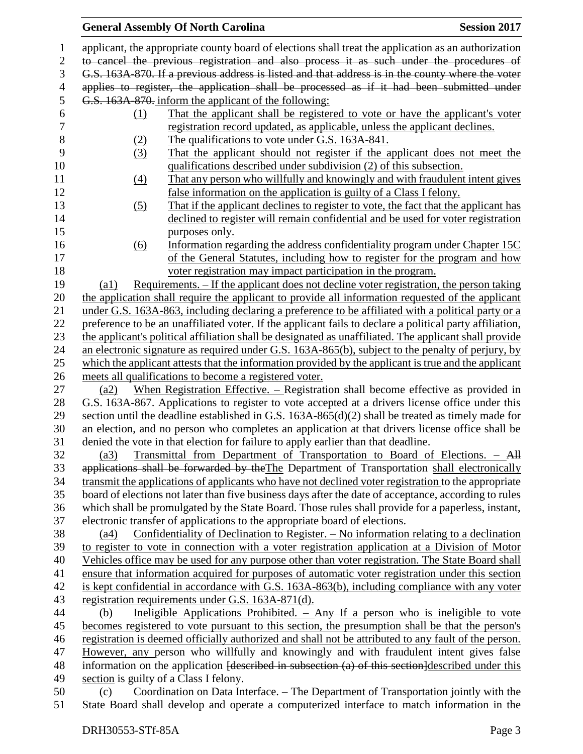applicant, the appropriate county board of elections shall treat the application as an authorization to cancel the previous registration and also process it as such under the procedures of G.S. 163A-870. If a previous address is listed and that address is in the county where the voter applies to register, the application shall be processed as if it had been submitted under G.S. 163A-870. inform the applicant of the following:

(1) That the applicant shall be registered to vote or have the applicant's voter registration record updated, as applicable, unless the applicant declines.

(2) The qualifications to vote under G.S. 163A-841.

(3) That the applicant should not register if the applicant does not meet the qualifications described under subdivision (2) of this subsection.

(4) That any person who willfully and knowingly and with fraudulent intent gives false information on the application is guilty of a Class I felony.

(5) That if the applicant declines to register to vote, the fact that the applicant has declined to register will remain confidential and be used for voter registration purposes only.

(6) Information regarding the address confidentiality program under Chapter 15C of the General Statutes, including how to register for the program and how voter registration may impact participation in the program.

(a1) Requirements. – If the applicant does not decline voter registration, the person taking the application shall require the applicant to provide all information requested of the applicant under G.S. 163A-863, including declaring a preference to be affiliated with a political party or a preference to be an unaffiliated voter. If the applicant fails to declare a political party affiliation, the applicant's political affiliation shall be designated as unaffiliated. The applicant shall provide an electronic signature as required under G.S. 163A-865(b), subject to the penalty of perjury, by which the applicant attests that the information provided by the applicant is true and the applicant meets all qualifications to become a registered voter.

(a2) When Registration Effective. – Registration shall become effective as provided in G.S. 163A-867. Applications to register to vote accepted at a drivers license office under this section until the deadline established in G.S. 163A-865(d)(2) shall be treated as timely made for an election, and no person who completes an application at that drivers license office shall be denied the vote in that election for failure to apply earlier than that deadline.

(a3) Transmittal from Department of Transportation to Board of Elections. – All applications shall be forwarded by theThe Department of Transportation shall electronically transmit the applications of applicants who have not declined voter registration to the appropriate board of elections not later than five business days after the date of acceptance, according to rules which shall be promulgated by the State Board. Those rules shall provide for a paperless, instant, electronic transfer of applications to the appropriate board of elections.

(a4) Confidentiality of Declination to Register. – No information relating to a declination to register to vote in connection with a voter registration application at a Division of Motor Vehicles office may be used for any purpose other than voter registration. The State Board shall ensure that information acquired for purposes of automatic voter registration under this section is kept confidential in accordance with G.S. 163A-863(b), including compliance with any voter registration requirements under G.S. 163A-871(d).

(b) Ineligible Applications Prohibited. – Any If a person who is ineligible to vote becomes registered to vote pursuant to this section, the presumption shall be that the person's registration is deemed officially authorized and shall not be attributed to any fault of the person. However, any person who willfully and knowingly and with fraudulent intent gives false information on the application [described in subsection (a) of this section]described under this section is guilty of a Class I felony.

(c) Coordination on Data Interface. – The Department of Transportation jointly with the State Board shall develop and operate a computerized interface to match information in the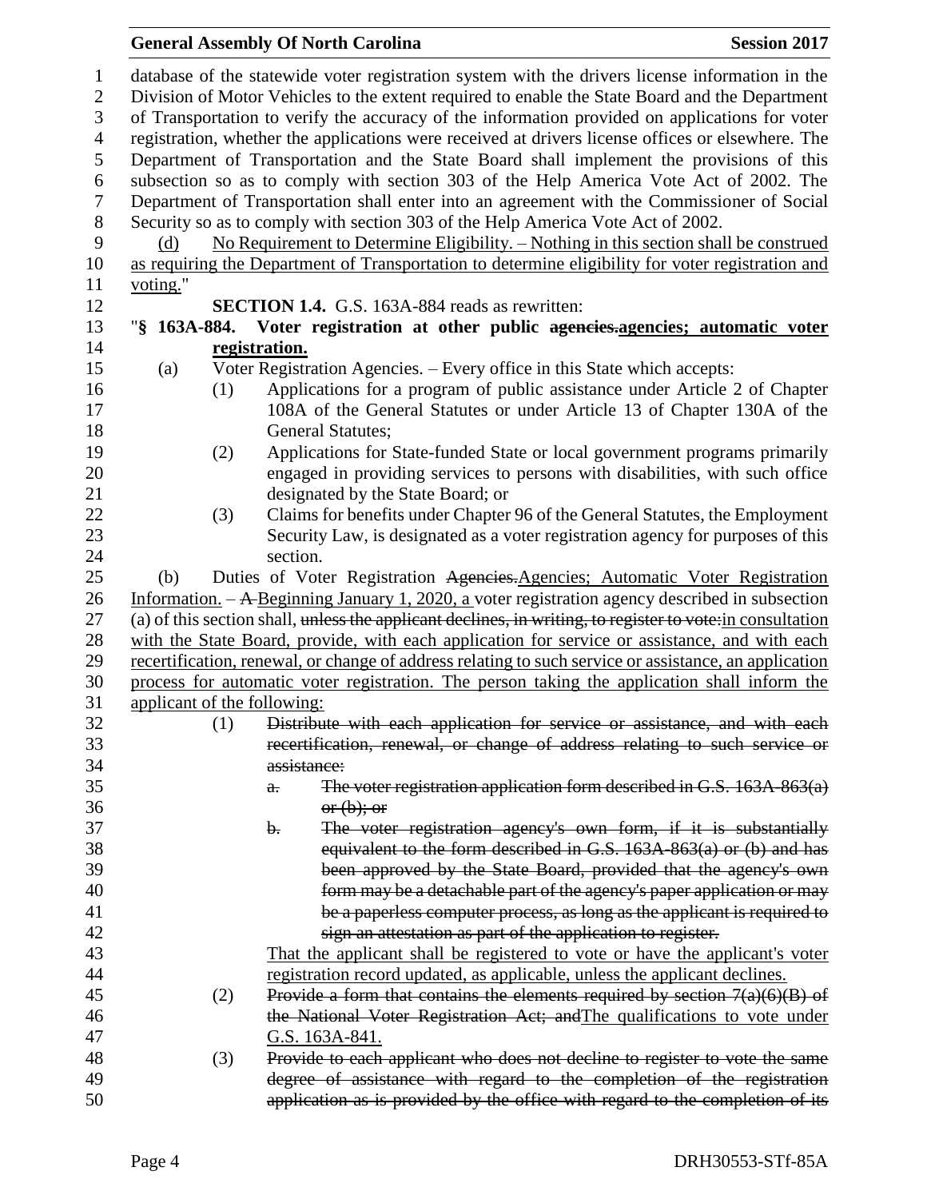database of the statewide voter registration system with the drivers license information in the Division of Motor Vehicles to the extent required to enable the State Board and the Department of Transportation to verify the accuracy of the information provided on applications for voter registration, whether the applications were received at drivers license offices or elsewhere. The Department of Transportation and the State Board shall implement the provisions of this subsection so as to comply with section 303 of the Help America Vote Act of 2002. The Department of Transportation shall enter into an agreement with the Commissioner of Social Security so as to comply with section 303 of the Help America Vote Act of 2002.

<u>(d) No Requirement to Determine Eligibility. – Nothing in this section shall be construed as requiring the Department of Transportation to determine eligibility for voter registration and voting.</u>"

**SECTION 1.4.** G.S. 163A-884 reads as rewritten:

"**§ 163A-884. Voter registration at other public ~~agencies.~~<u>agencies; automatic voter registration.</u>**

(a) Voter Registration Agencies. – Every office in this State which accepts:

(1) Applications for a program of public assistance under Article 2 of Chapter 108A of the General Statutes or under Article 13 of Chapter 130A of the General Statutes;

(2) Applications for State-funded State or local government programs primarily engaged in providing services to persons with disabilities, with such office designated by the State Board; or

(3) Claims for benefits under Chapter 96 of the General Statutes, the Employment Security Law, is designated as a voter registration agency for purposes of this section.

(b) Duties of Voter Registration ~~Agencies.~~<u>Agencies; Automatic Voter Registration Information.</u> – ~~A~~ <u>Beginning January 1, 2020, a</u> voter registration agency described in subsection (a) of this section shall, ~~unless the applicant declines, in writing, to register to vote:~~<u>in consultation with the State Board, provide, with each application for service or assistance, and with each recertification, renewal, or change of address relating to such service or assistance, an application process for automatic voter registration. The person taking the application shall inform the applicant of the following:</u>

(1) ~~Distribute with each application for service or assistance, and with each recertification, renewal, or change of address relating to such service or assistance:~~

~~a. The voter registration application form described in G.S. 163A-863(a) or (b); or~~

~~b. The voter registration agency's own form, if it is substantially equivalent to the form described in G.S. 163A-863(a) or (b) and has been approved by the State Board, provided that the agency's own form may be a detachable part of the agency's paper application or may be a paperless computer process, as long as the applicant is required to sign an attestation as part of the application to register.~~

<u>That the applicant shall be registered to vote or have the applicant's voter registration record updated, as applicable, unless the applicant declines.</u>

(2) ~~Provide a form that contains the elements required by section 7(a)(6)(B) of the National Voter Registration Act; and~~<u>The qualifications to vote under G.S. 163A-841.</u>

(3) ~~Provide to each applicant who does not decline to register to vote the same degree of assistance with regard to the completion of the registration application as is provided by the office with regard to the completion of its~~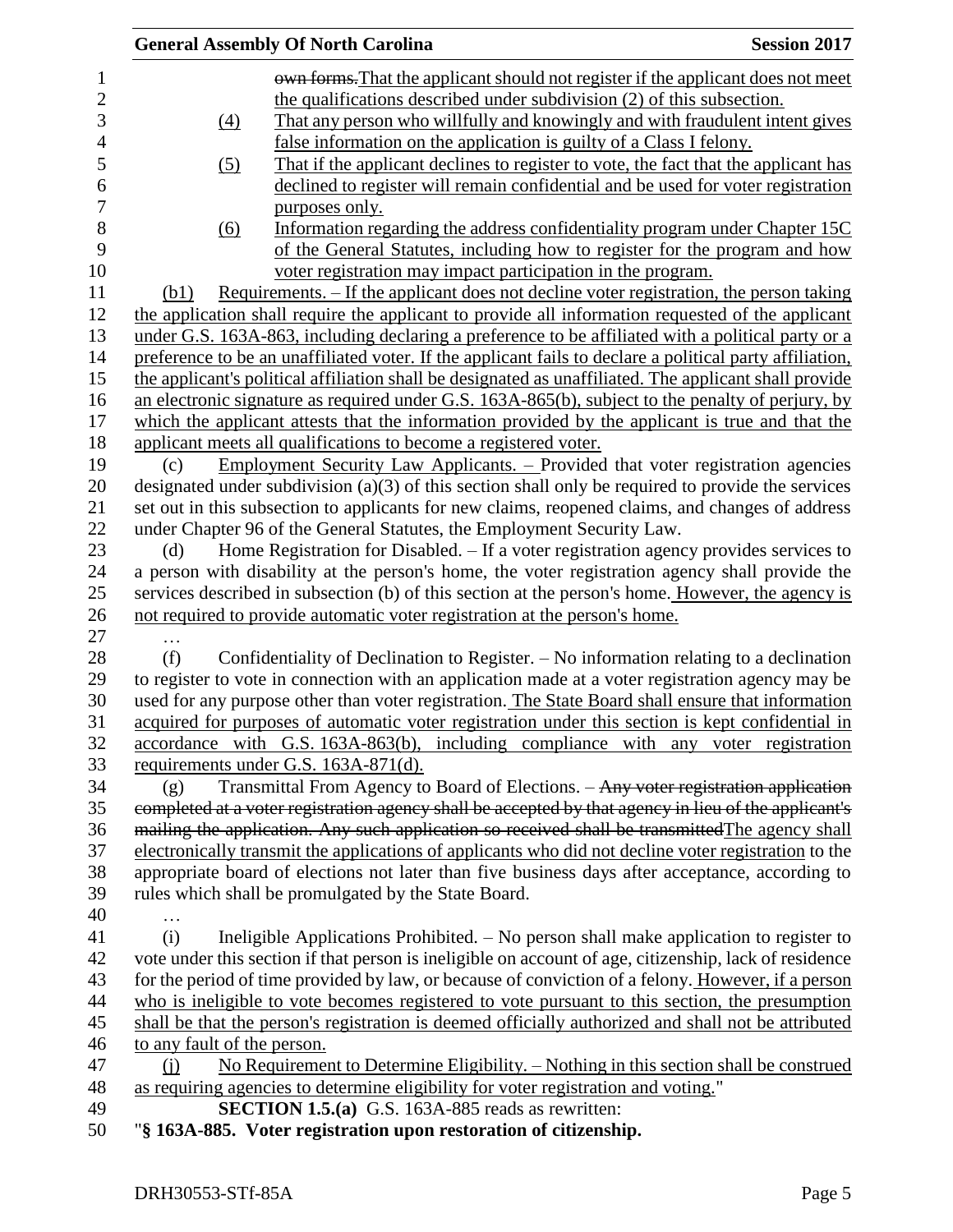~~own forms.~~That the applicant should not register if the applicant does not meet the qualifications described under subdivision (2) of this subsection.

(4) That any person who willfully and knowingly and with fraudulent intent gives false information on the application is guilty of a Class I felony.

(5) That if the applicant declines to register to vote, the fact that the applicant has declined to register will remain confidential and be used for voter registration purposes only.

(6) Information regarding the address confidentiality program under Chapter 15C of the General Statutes, including how to register for the program and how voter registration may impact participation in the program.

(b1) Requirements. – If the applicant does not decline voter registration, the person taking the application shall require the applicant to provide all information requested of the applicant under G.S. 163A-863, including declaring a preference to be affiliated with a political party or a preference to be an unaffiliated voter. If the applicant fails to declare a political party affiliation, the applicant's political affiliation shall be designated as unaffiliated. The applicant shall provide an electronic signature as required under G.S. 163A-865(b), subject to the penalty of perjury, by which the applicant attests that the information provided by the applicant is true and that the applicant meets all qualifications to become a registered voter.

(c) Employment Security Law Applicants. – Provided that voter registration agencies designated under subdivision (a)(3) of this section shall only be required to provide the services set out in this subsection to applicants for new claims, reopened claims, and changes of address under Chapter 96 of the General Statutes, the Employment Security Law.

(d) Home Registration for Disabled. – If a voter registration agency provides services to a person with disability at the person's home, the voter registration agency shall provide the services described in subsection (b) of this section at the person's home. However, the agency is not required to provide automatic voter registration at the person's home.

…

(f) Confidentiality of Declination to Register. – No information relating to a declination to register to vote in connection with an application made at a voter registration agency may be used for any purpose other than voter registration. The State Board shall ensure that information acquired for purposes of automatic voter registration under this section is kept confidential in accordance with G.S. 163A-863(b), including compliance with any voter registration requirements under G.S. 163A-871(d).

(g) Transmittal From Agency to Board of Elections. – ~~Any voter registration application completed at a voter registration agency shall be accepted by that agency in lieu of the applicant's mailing the application. Any such application so received shall be transmitted~~The agency shall electronically transmit the applications of applicants who did not decline voter registration to the appropriate board of elections not later than five business days after acceptance, according to rules which shall be promulgated by the State Board.

…

(i) Ineligible Applications Prohibited. – No person shall make application to register to vote under this section if that person is ineligible on account of age, citizenship, lack of residence for the period of time provided by law, or because of conviction of a felony. However, if a person who is ineligible to vote becomes registered to vote pursuant to this section, the presumption shall be that the person's registration is deemed officially authorized and shall not be attributed to any fault of the person.

(j) No Requirement to Determine Eligibility. – Nothing in this section shall be construed as requiring agencies to determine eligibility for voter registration and voting."

**SECTION 1.5.(a)** G.S. 163A-885 reads as rewritten:

"**§ 163A-885. Voter registration upon restoration of citizenship.**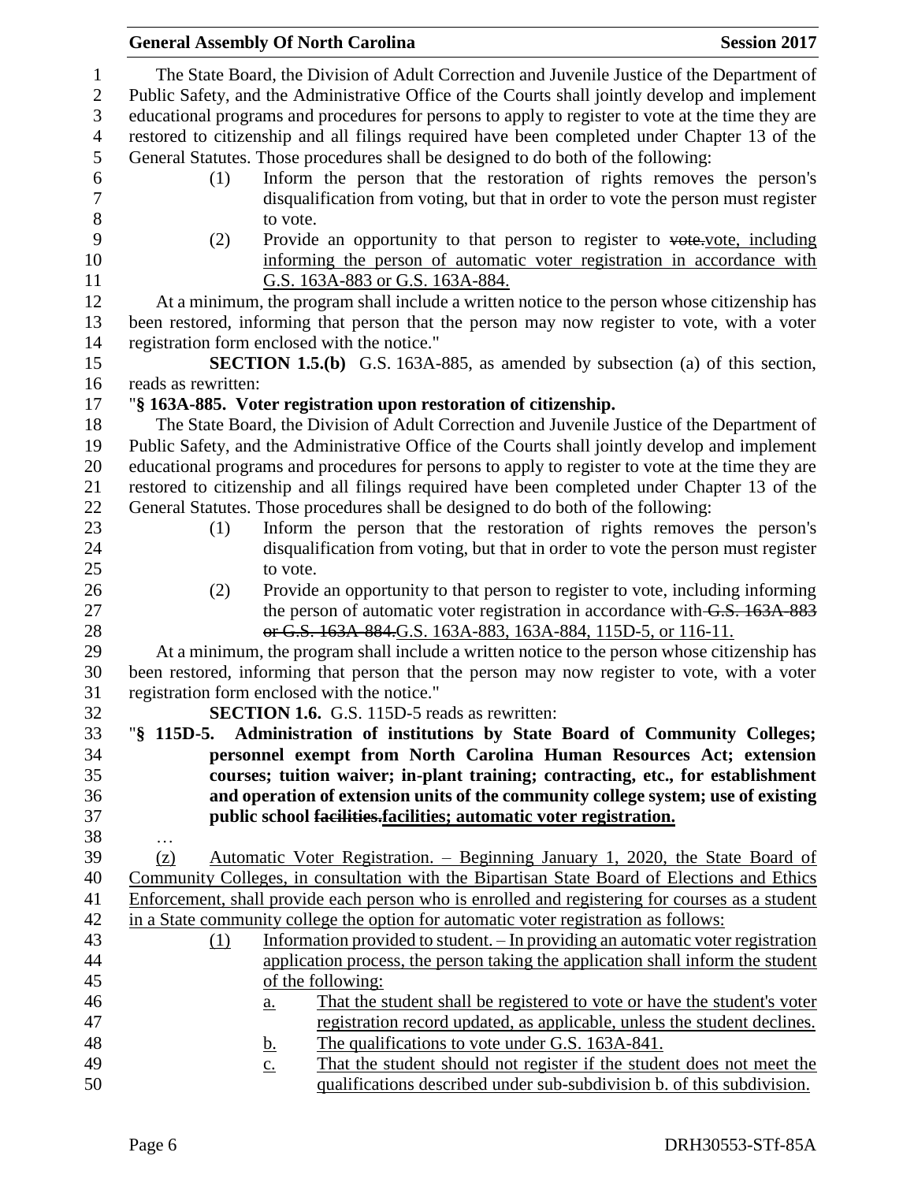The State Board, the Division of Adult Correction and Juvenile Justice of the Department of Public Safety, and the Administrative Office of the Courts shall jointly develop and implement educational programs and procedures for persons to apply to register to vote at the time they are restored to citizenship and all filings required have been completed under Chapter 13 of the General Statutes. Those procedures shall be designed to do both of the following:

(1) Inform the person that the restoration of rights removes the person's disqualification from voting, but that in order to vote the person must register to vote.

(2) Provide an opportunity to that person to register to ~~vote.~~vote, including informing the person of automatic voter registration in accordance with G.S. 163A-883 or G.S. 163A-884.

At a minimum, the program shall include a written notice to the person whose citizenship has been restored, informing that person that the person may now register to vote, with a voter registration form enclosed with the notice."

**SECTION 1.5.(b)** G.S. 163A-885, as amended by subsection (a) of this section, reads as rewritten:

"**§ 163A-885. Voter registration upon restoration of citizenship.**

The State Board, the Division of Adult Correction and Juvenile Justice of the Department of Public Safety, and the Administrative Office of the Courts shall jointly develop and implement educational programs and procedures for persons to apply to register to vote at the time they are restored to citizenship and all filings required have been completed under Chapter 13 of the General Statutes. Those procedures shall be designed to do both of the following:

(1) Inform the person that the restoration of rights removes the person's disqualification from voting, but that in order to vote the person must register to vote.

(2) Provide an opportunity to that person to register to vote, including informing the person of automatic voter registration in accordance with ~~G.S. 163A-883 or G.S. 163A-884.~~G.S. 163A-883, 163A-884, 115D-5, or 116-11.

At a minimum, the program shall include a written notice to the person whose citizenship has been restored, informing that person that the person may now register to vote, with a voter registration form enclosed with the notice."

**SECTION 1.6.** G.S. 115D-5 reads as rewritten:

"**§ 115D-5. Administration of institutions by State Board of Community Colleges; personnel exempt from North Carolina Human Resources Act; extension courses; tuition waiver; in-plant training; contracting, etc., for establishment and operation of extension units of the community college system; use of existing public school ~~facilities.~~facilities; automatic voter registration.**

…

(z) Automatic Voter Registration. – Beginning January 1, 2020, the State Board of Community Colleges, in consultation with the Bipartisan State Board of Elections and Ethics Enforcement, shall provide each person who is enrolled and registering for courses as a student in a State community college the option for automatic voter registration as follows:

(1) Information provided to student. – In providing an automatic voter registration application process, the person taking the application shall inform the student of the following:

a. That the student shall be registered to vote or have the student's voter registration record updated, as applicable, unless the student declines.

b. The qualifications to vote under G.S. 163A-841.

c. That the student should not register if the student does not meet the qualifications described under sub-subdivision b. of this subdivision.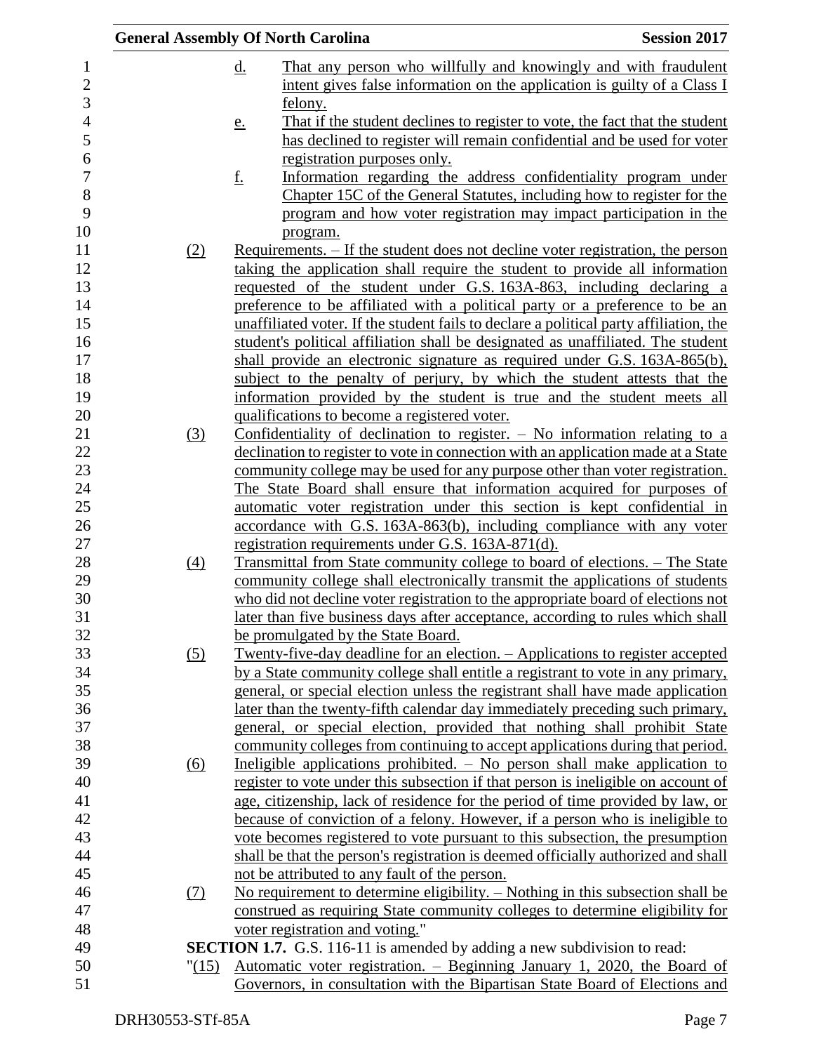d. That any person who willfully and knowingly and with fraudulent intent gives false information on the application is guilty of a Class I felony.

e. That if the student declines to register to vote, the fact that the student has declined to register will remain confidential and be used for voter registration purposes only.

f. Information regarding the address confidentiality program under Chapter 15C of the General Statutes, including how to register for the program and how voter registration may impact participation in the program.

(2) Requirements. – If the student does not decline voter registration, the person taking the application shall require the student to provide all information requested of the student under G.S. 163A-863, including declaring a preference to be affiliated with a political party or a preference to be an unaffiliated voter. If the student fails to declare a political party affiliation, the student's political affiliation shall be designated as unaffiliated. The student shall provide an electronic signature as required under G.S. 163A-865(b), subject to the penalty of perjury, by which the student attests that the information provided by the student is true and the student meets all qualifications to become a registered voter.

(3) Confidentiality of declination to register. – No information relating to a declination to register to vote in connection with an application made at a State community college may be used for any purpose other than voter registration. The State Board shall ensure that information acquired for purposes of automatic voter registration under this section is kept confidential in accordance with G.S. 163A-863(b), including compliance with any voter registration requirements under G.S. 163A-871(d).

(4) Transmittal from State community college to board of elections. – The State community college shall electronically transmit the applications of students who did not decline voter registration to the appropriate board of elections not later than five business days after acceptance, according to rules which shall be promulgated by the State Board.

(5) Twenty-five-day deadline for an election. – Applications to register accepted by a State community college shall entitle a registrant to vote in any primary, general, or special election unless the registrant shall have made application later than the twenty-fifth calendar day immediately preceding such primary, general, or special election, provided that nothing shall prohibit State community colleges from continuing to accept applications during that period.

(6) Ineligible applications prohibited. – No person shall make application to register to vote under this subsection if that person is ineligible on account of age, citizenship, lack of residence for the period of time provided by law, or because of conviction of a felony. However, if a person who is ineligible to vote becomes registered to vote pursuant to this subsection, the presumption shall be that the person's registration is deemed officially authorized and shall not be attributed to any fault of the person.

(7) No requirement to determine eligibility. – Nothing in this subsection shall be construed as requiring State community colleges to determine eligibility for voter registration and voting."

**SECTION 1.7.** G.S. 116-11 is amended by adding a new subdivision to read:

"(15) Automatic voter registration. – Beginning January 1, 2020, the Board of Governors, in consultation with the Bipartisan State Board of Elections and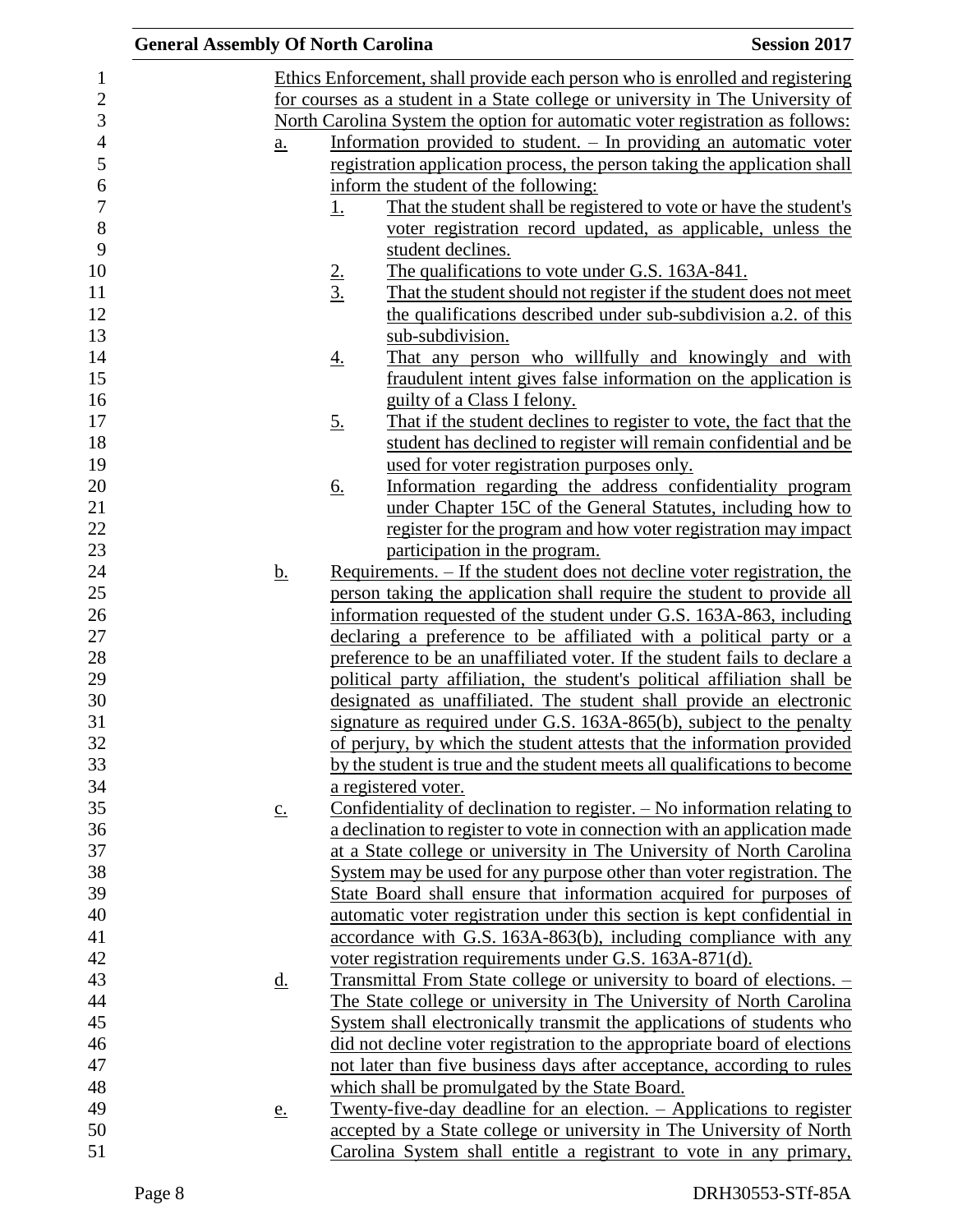Ethics Enforcement, shall provide each person who is enrolled and registering for courses as a student in a State college or university in The University of North Carolina System the option for automatic voter registration as follows:

a. Information provided to student. – In providing an automatic voter registration application process, the person taking the application shall inform the student of the following:
   1. That the student shall be registered to vote or have the student's voter registration record updated, as applicable, unless the student declines.
   2. The qualifications to vote under G.S. 163A-841.
   3. That the student should not register if the student does not meet the qualifications described under sub-subdivision a.2. of this sub-subdivision.
   4. That any person who willfully and knowingly and with fraudulent intent gives false information on the application is guilty of a Class I felony.
   5. That if the student declines to register to vote, the fact that the student has declined to register will remain confidential and be used for voter registration purposes only.
   6. Information regarding the address confidentiality program under Chapter 15C of the General Statutes, including how to register for the program and how voter registration may impact participation in the program.

b. Requirements. – If the student does not decline voter registration, the person taking the application shall require the student to provide all information requested of the student under G.S. 163A-863, including declaring a preference to be affiliated with a political party or a preference to be an unaffiliated voter. If the student fails to declare a political party affiliation, the student's political affiliation shall be designated as unaffiliated. The student shall provide an electronic signature as required under G.S. 163A-865(b), subject to the penalty of perjury, by which the student attests that the information provided by the student is true and the student meets all qualifications to become a registered voter.

c. Confidentiality of declination to register. – No information relating to a declination to register to vote in connection with an application made at a State college or university in The University of North Carolina System may be used for any purpose other than voter registration. The State Board shall ensure that information acquired for purposes of automatic voter registration under this section is kept confidential in accordance with G.S. 163A-863(b), including compliance with any voter registration requirements under G.S. 163A-871(d).

d. Transmittal From State college or university to board of elections. – The State college or university in The University of North Carolina System shall electronically transmit the applications of students who did not decline voter registration to the appropriate board of elections not later than five business days after acceptance, according to rules which shall be promulgated by the State Board.

e. Twenty-five-day deadline for an election. – Applications to register accepted by a State college or university in The University of North Carolina System shall entitle a registrant to vote in any primary,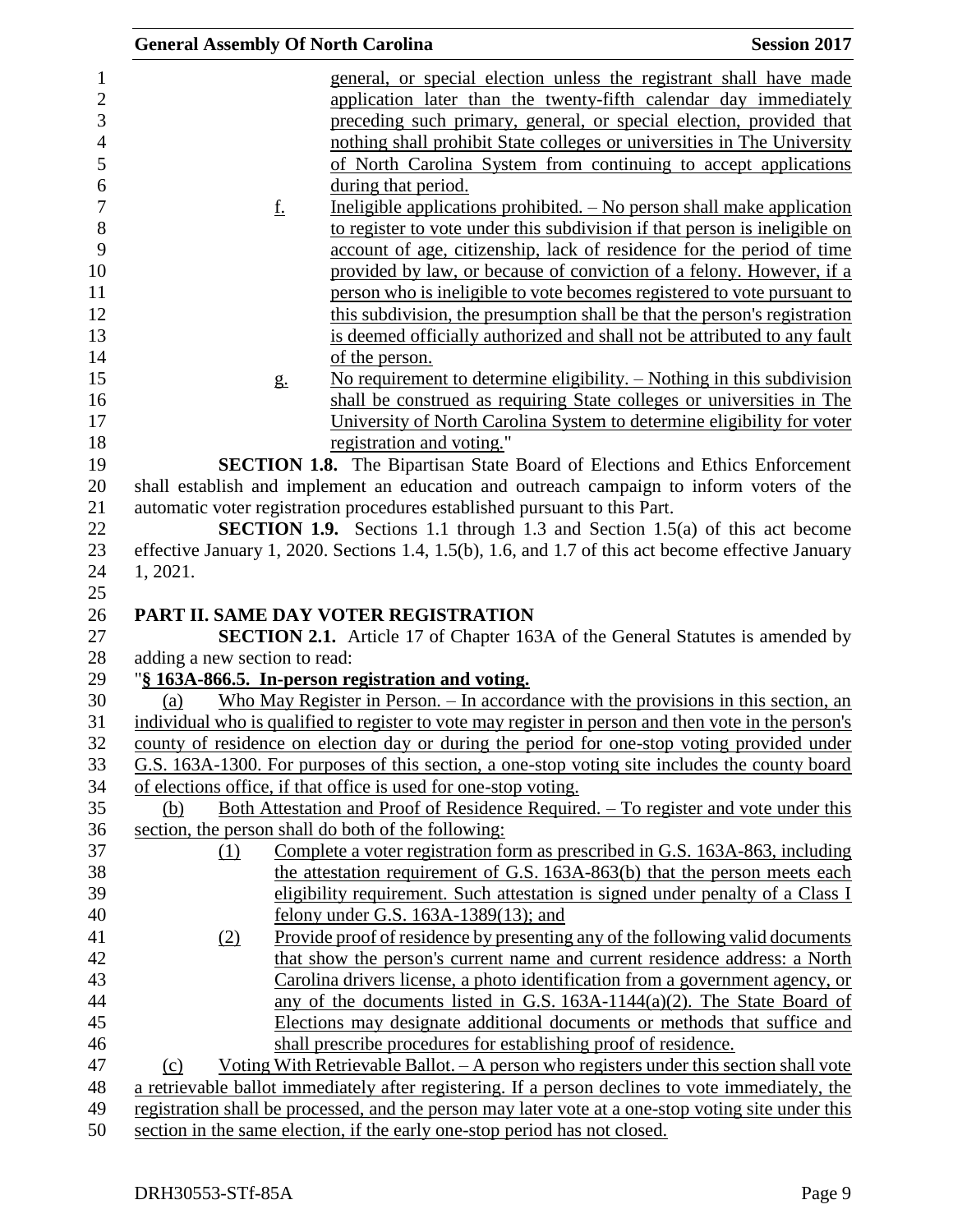general, or special election unless the registrant shall have made application later than the twenty-fifth calendar day immediately preceding such primary, general, or special election, provided that nothing shall prohibit State colleges or universities in The University of North Carolina System from continuing to accept applications during that period.

f. Ineligible applications prohibited. – No person shall make application to register to vote under this subdivision if that person is ineligible on account of age, citizenship, lack of residence for the period of time provided by law, or because of conviction of a felony. However, if a person who is ineligible to vote becomes registered to vote pursuant to this subdivision, the presumption shall be that the person's registration is deemed officially authorized and shall not be attributed to any fault of the person.

g. No requirement to determine eligibility. – Nothing in this subdivision shall be construed as requiring State colleges or universities in The University of North Carolina System to determine eligibility for voter registration and voting."

**SECTION 1.8.** The Bipartisan State Board of Elections and Ethics Enforcement shall establish and implement an education and outreach campaign to inform voters of the automatic voter registration procedures established pursuant to this Part.

**SECTION 1.9.** Sections 1.1 through 1.3 and Section 1.5(a) of this act become effective January 1, 2020. Sections 1.4, 1.5(b), 1.6, and 1.7 of this act become effective January 1, 2021.

## PART II. SAME DAY VOTER REGISTRATION

**SECTION 2.1.** Article 17 of Chapter 163A of the General Statutes is amended by adding a new section to read:

"**§ 163A-866.5. In-person registration and voting.**

(a) Who May Register in Person. – In accordance with the provisions in this section, an individual who is qualified to register to vote may register in person and then vote in the person's county of residence on election day or during the period for one-stop voting provided under G.S. 163A-1300. For purposes of this section, a one-stop voting site includes the county board of elections office, if that office is used for one-stop voting.

(b) Both Attestation and Proof of Residence Required. – To register and vote under this section, the person shall do both of the following:

(1) Complete a voter registration form as prescribed in G.S. 163A-863, including the attestation requirement of G.S. 163A-863(b) that the person meets each eligibility requirement. Such attestation is signed under penalty of a Class I felony under G.S. 163A-1389(13); and

(2) Provide proof of residence by presenting any of the following valid documents that show the person's current name and current residence address: a North Carolina drivers license, a photo identification from a government agency, or any of the documents listed in G.S. 163A-1144(a)(2). The State Board of Elections may designate additional documents or methods that suffice and shall prescribe procedures for establishing proof of residence.

(c) Voting With Retrievable Ballot. – A person who registers under this section shall vote a retrievable ballot immediately after registering. If a person declines to vote immediately, the registration shall be processed, and the person may later vote at a one-stop voting site under this section in the same election, if the early one-stop period has not closed.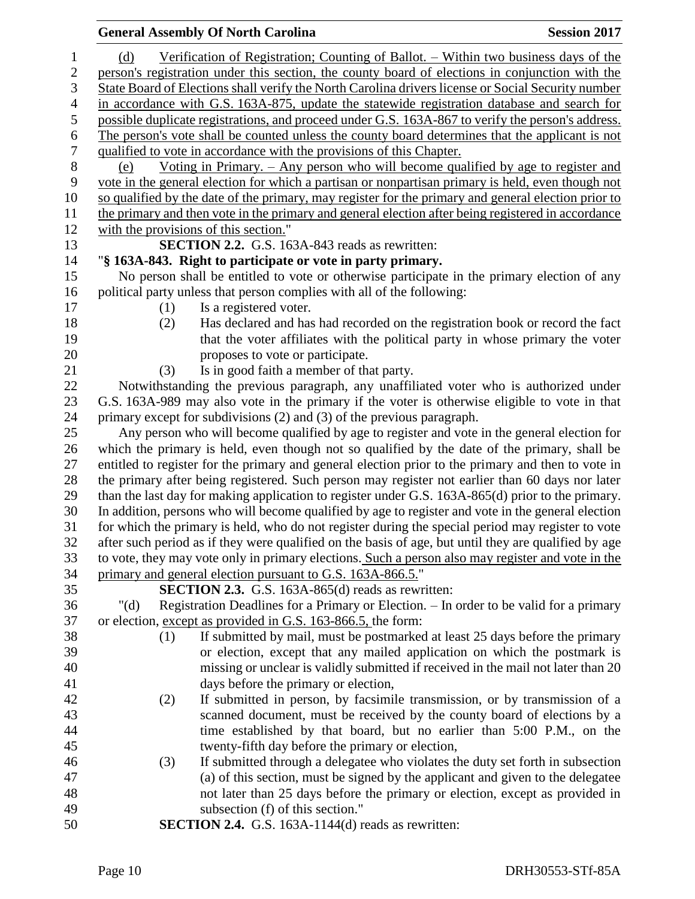(d) Verification of Registration; Counting of Ballot. – Within two business days of the person's registration under this section, the county board of elections in conjunction with the State Board of Elections shall verify the North Carolina drivers license or Social Security number in accordance with G.S. 163A-875, update the statewide registration database and search for possible duplicate registrations, and proceed under G.S. 163A-867 to verify the person's address. The person's vote shall be counted unless the county board determines that the applicant is not qualified to vote in accordance with the provisions of this Chapter.

(e) Voting in Primary. – Any person who will become qualified by age to register and vote in the general election for which a partisan or nonpartisan primary is held, even though not so qualified by the date of the primary, may register for the primary and general election prior to the primary and then vote in the primary and general election after being registered in accordance with the provisions of this section."

**SECTION 2.2.** G.S. 163A-843 reads as rewritten:

"**§ 163A-843. Right to participate or vote in party primary.**

No person shall be entitled to vote or otherwise participate in the primary election of any political party unless that person complies with all of the following:

(1) Is a registered voter.

(2) Has declared and has had recorded on the registration book or record the fact that the voter affiliates with the political party in whose primary the voter proposes to vote or participate.

(3) Is in good faith a member of that party.

Notwithstanding the previous paragraph, any unaffiliated voter who is authorized under G.S. 163A-989 may also vote in the primary if the voter is otherwise eligible to vote in that primary except for subdivisions (2) and (3) of the previous paragraph.

Any person who will become qualified by age to register and vote in the general election for which the primary is held, even though not so qualified by the date of the primary, shall be entitled to register for the primary and general election prior to the primary and then to vote in the primary after being registered. Such person may register not earlier than 60 days nor later than the last day for making application to register under G.S. 163A-865(d) prior to the primary. In addition, persons who will become qualified by age to register and vote in the general election for which the primary is held, who do not register during the special period may register to vote after such period as if they were qualified on the basis of age, but until they are qualified by age to vote, they may vote only in primary elections. Such a person also may register and vote in the primary and general election pursuant to G.S. 163A-866.5."

**SECTION 2.3.** G.S. 163A-865(d) reads as rewritten:

"(d) Registration Deadlines for a Primary or Election. – In order to be valid for a primary or election, except as provided in G.S. 163-866.5, the form:

(1) If submitted by mail, must be postmarked at least 25 days before the primary or election, except that any mailed application on which the postmark is missing or unclear is validly submitted if received in the mail not later than 20 days before the primary or election,

(2) If submitted in person, by facsimile transmission, or by transmission of a scanned document, must be received by the county board of elections by a time established by that board, but no earlier than 5:00 P.M., on the twenty-fifth day before the primary or election,

(3) If submitted through a delegatee who violates the duty set forth in subsection (a) of this section, must be signed by the applicant and given to the delegatee not later than 25 days before the primary or election, except as provided in subsection (f) of this section."

**SECTION 2.4.** G.S. 163A-1144(d) reads as rewritten: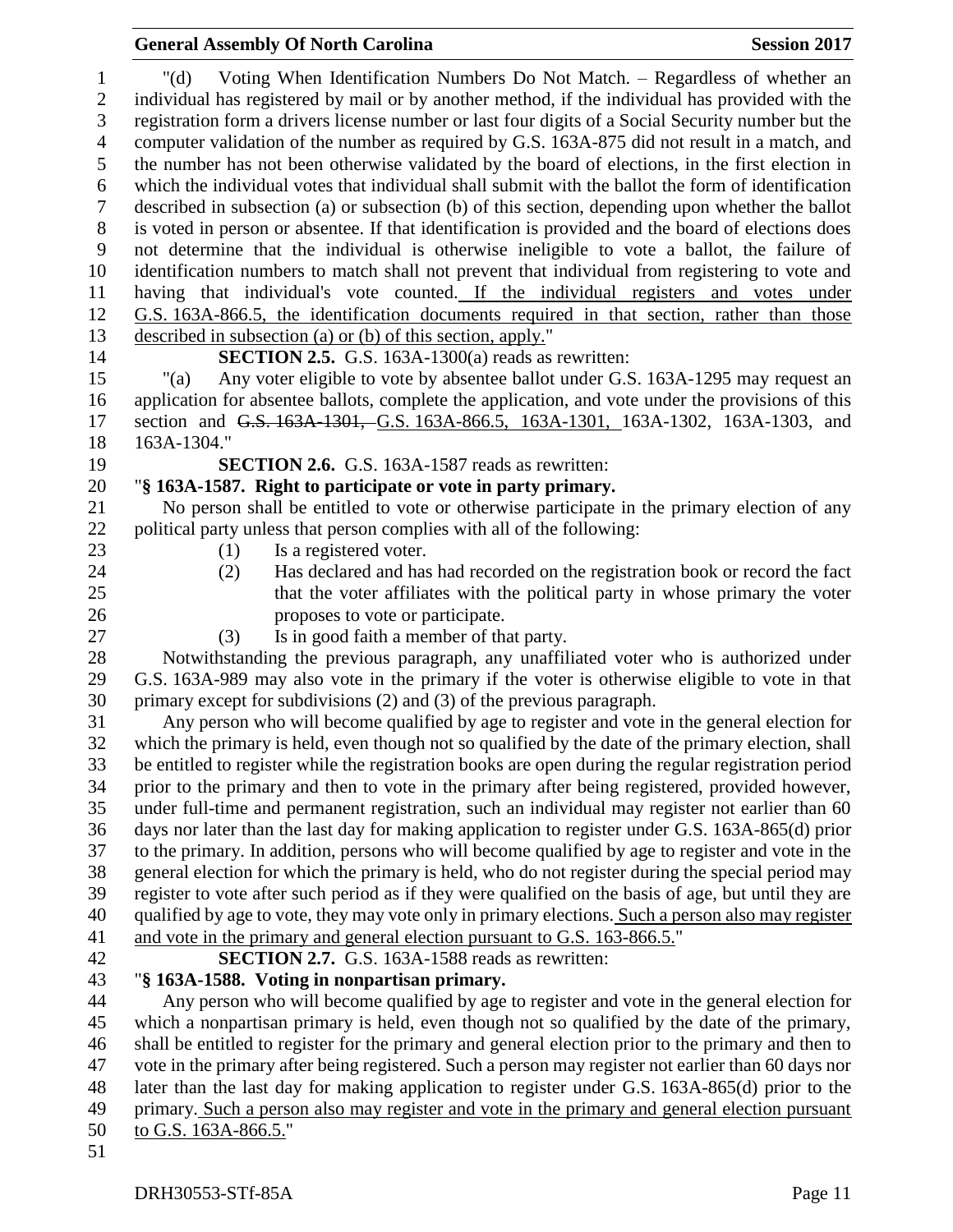"(d) Voting When Identification Numbers Do Not Match. – Regardless of whether an individual has registered by mail or by another method, if the individual has provided with the registration form a drivers license number or last four digits of a Social Security number but the computer validation of the number as required by G.S. 163A-875 did not result in a match, and the number has not been otherwise validated by the board of elections, in the first election in which the individual votes that individual shall submit with the ballot the form of identification described in subsection (a) or subsection (b) of this section, depending upon whether the ballot is voted in person or absentee. If that identification is provided and the board of elections does not determine that the individual is otherwise ineligible to vote a ballot, the failure of identification numbers to match shall not prevent that individual from registering to vote and having that individual's vote counted. If the individual registers and votes under G.S. 163A-866.5, the identification documents required in that section, rather than those described in subsection (a) or (b) of this section, apply."

**SECTION 2.5.** G.S. 163A-1300(a) reads as rewritten:

"(a) Any voter eligible to vote by absentee ballot under G.S. 163A-1295 may request an application for absentee ballots, complete the application, and vote under the provisions of this section and ~~G.S. 163A-1301,~~ G.S. 163A-866.5, 163A-1301, 163A-1302, 163A-1303, and 163A-1304."

**SECTION 2.6.** G.S. 163A-1587 reads as rewritten:

"**§ 163A-1587. Right to participate or vote in party primary.**

No person shall be entitled to vote or otherwise participate in the primary election of any political party unless that person complies with all of the following:

(1) Is a registered voter.
(2) Has declared and has had recorded on the registration book or record the fact that the voter affiliates with the political party in whose primary the voter proposes to vote or participate.
(3) Is in good faith a member of that party.

Notwithstanding the previous paragraph, any unaffiliated voter who is authorized under G.S. 163A-989 may also vote in the primary if the voter is otherwise eligible to vote in that primary except for subdivisions (2) and (3) of the previous paragraph.

Any person who will become qualified by age to register and vote in the general election for which the primary is held, even though not so qualified by the date of the primary election, shall be entitled to register while the registration books are open during the regular registration period prior to the primary and then to vote in the primary after being registered, provided however, under full-time and permanent registration, such an individual may register not earlier than 60 days nor later than the last day for making application to register under G.S. 163A-865(d) prior to the primary. In addition, persons who will become qualified by age to register and vote in the general election for which the primary is held, who do not register during the special period may register to vote after such period as if they were qualified on the basis of age, but until they are qualified by age to vote, they may vote only in primary elections. Such a person also may register and vote in the primary and general election pursuant to G.S. 163-866.5."

**SECTION 2.7.** G.S. 163A-1588 reads as rewritten:

"**§ 163A-1588. Voting in nonpartisan primary.**

Any person who will become qualified by age to register and vote in the general election for which a nonpartisan primary is held, even though not so qualified by the date of the primary, shall be entitled to register for the primary and general election prior to the primary and then to vote in the primary after being registered. Such a person may register not earlier than 60 days nor later than the last day for making application to register under G.S. 163A-865(d) prior to the primary. Such a person also may register and vote in the primary and general election pursuant to G.S. 163A-866.5."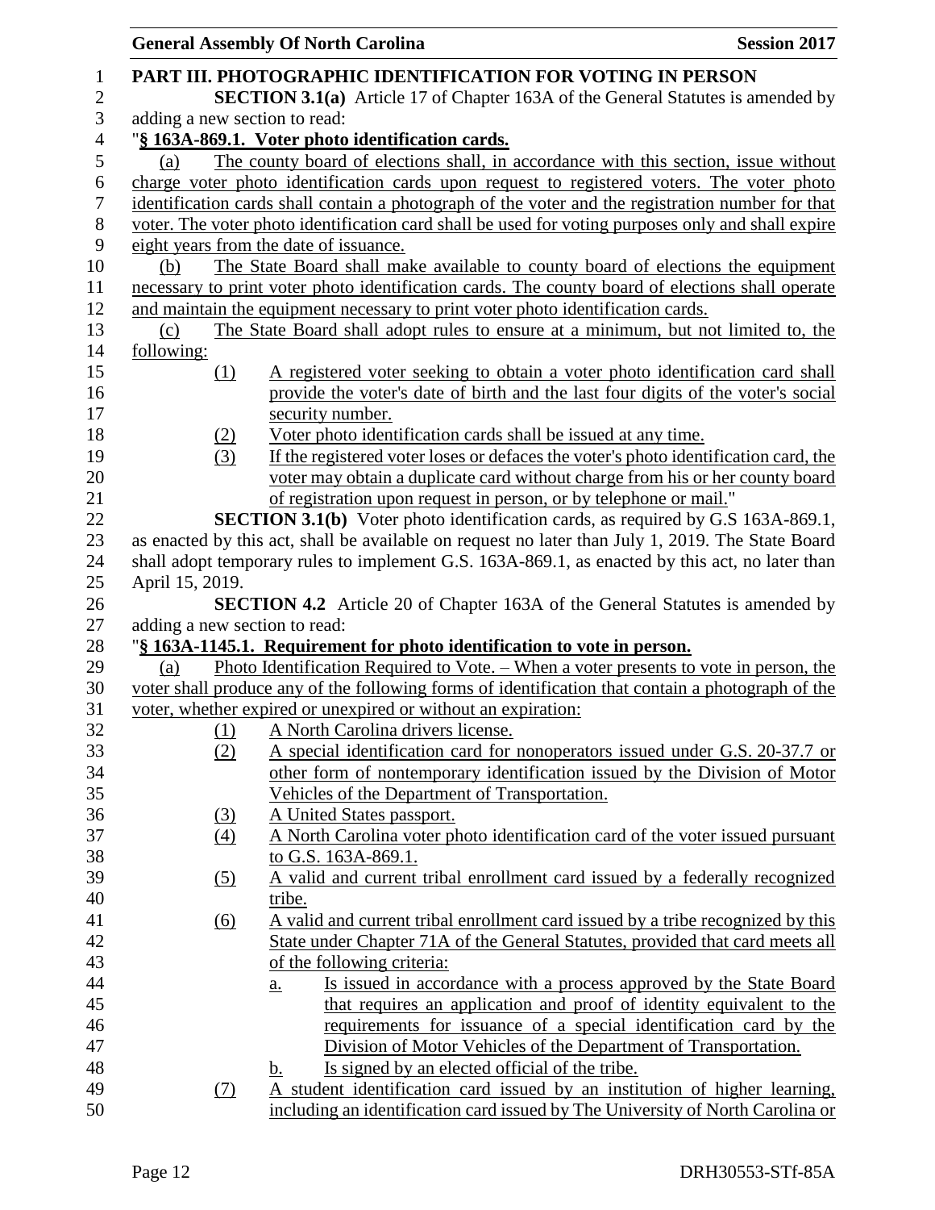**PART III. PHOTOGRAPHIC IDENTIFICATION FOR VOTING IN PERSON**

**SECTION 3.1(a)** Article 17 of Chapter 163A of the General Statutes is amended by adding a new section to read:

"**§ 163A-869.1. Voter photo identification cards.**

(a) The county board of elections shall, in accordance with this section, issue without charge voter photo identification cards upon request to registered voters. The voter photo identification cards shall contain a photograph of the voter and the registration number for that voter. The voter photo identification card shall be used for voting purposes only and shall expire eight years from the date of issuance.

(b) The State Board shall make available to county board of elections the equipment necessary to print voter photo identification cards. The county board of elections shall operate and maintain the equipment necessary to print voter photo identification cards.

(c) The State Board shall adopt rules to ensure at a minimum, but not limited to, the following:

(1) A registered voter seeking to obtain a voter photo identification card shall provide the voter's date of birth and the last four digits of the voter's social security number.

(2) Voter photo identification cards shall be issued at any time.

(3) If the registered voter loses or defaces the voter's photo identification card, the voter may obtain a duplicate card without charge from his or her county board of registration upon request in person, or by telephone or mail."

**SECTION 3.1(b)** Voter photo identification cards, as required by G.S 163A-869.1, as enacted by this act, shall be available on request no later than July 1, 2019. The State Board shall adopt temporary rules to implement G.S. 163A-869.1, as enacted by this act, no later than April 15, 2019.

**SECTION 4.2** Article 20 of Chapter 163A of the General Statutes is amended by adding a new section to read:

"**§ 163A-1145.1. Requirement for photo identification to vote in person.**

(a) Photo Identification Required to Vote. – When a voter presents to vote in person, the voter shall produce any of the following forms of identification that contain a photograph of the voter, whether expired or unexpired or without an expiration:

(1) A North Carolina drivers license.

(2) A special identification card for nonoperators issued under G.S. 20-37.7 or other form of nontemporary identification issued by the Division of Motor Vehicles of the Department of Transportation.

(3) A United States passport.

(4) A North Carolina voter photo identification card of the voter issued pursuant to G.S. 163A-869.1.

(5) A valid and current tribal enrollment card issued by a federally recognized tribe.

(6) A valid and current tribal enrollment card issued by a tribe recognized by this State under Chapter 71A of the General Statutes, provided that card meets all of the following criteria:

a. Is issued in accordance with a process approved by the State Board that requires an application and proof of identity equivalent to the requirements for issuance of a special identification card by the Division of Motor Vehicles of the Department of Transportation.

b. Is signed by an elected official of the tribe.

(7) A student identification card issued by an institution of higher learning, including an identification card issued by The University of North Carolina or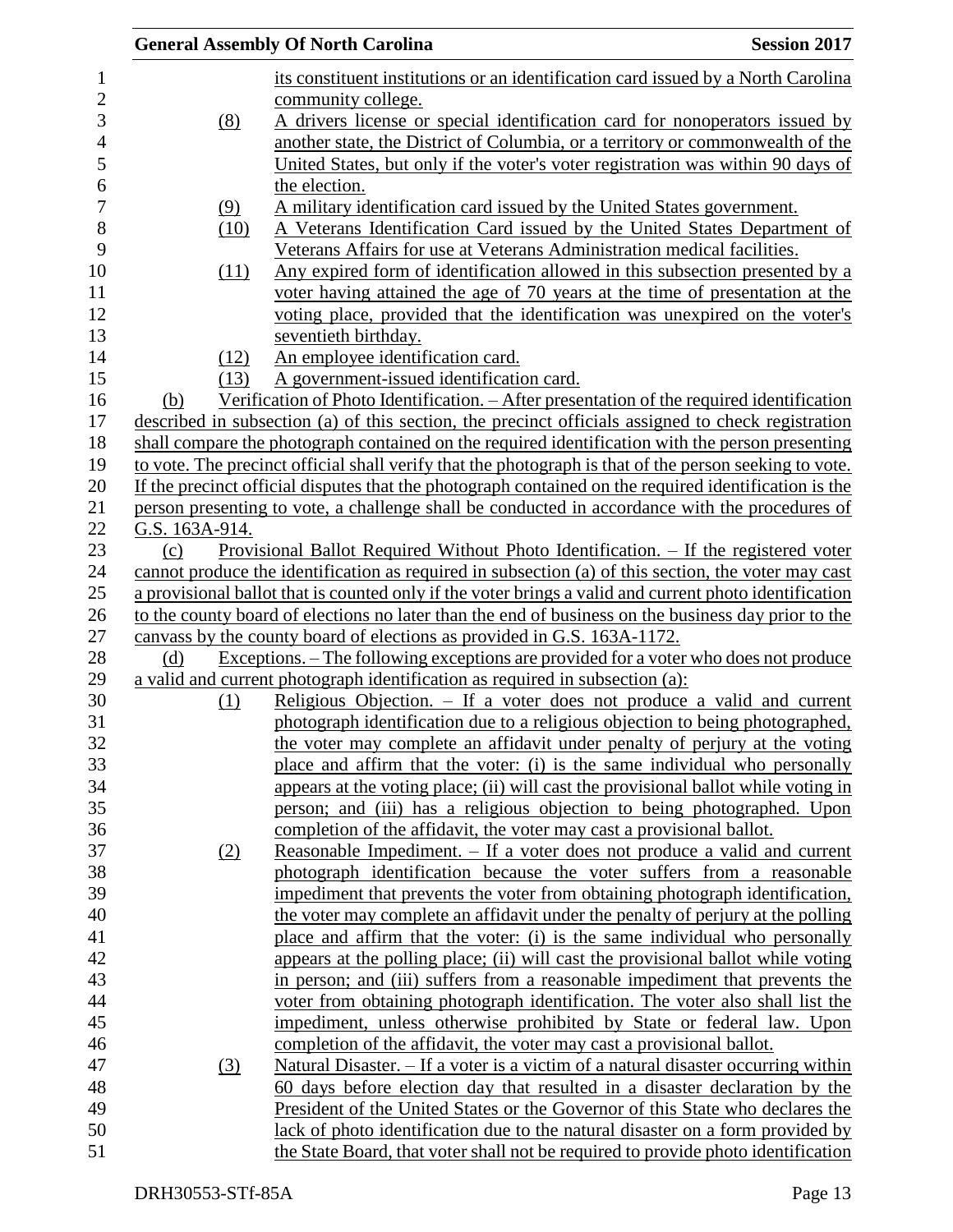its constituent institutions or an identification card issued by a North Carolina community college.

(8) A drivers license or special identification card for nonoperators issued by another state, the District of Columbia, or a territory or commonwealth of the United States, but only if the voter's voter registration was within 90 days of the election.

(9) A military identification card issued by the United States government.

(10) A Veterans Identification Card issued by the United States Department of Veterans Affairs for use at Veterans Administration medical facilities.

(11) Any expired form of identification allowed in this subsection presented by a voter having attained the age of 70 years at the time of presentation at the voting place, provided that the identification was unexpired on the voter's seventieth birthday.

(12) An employee identification card.

(13) A government-issued identification card.

(b) Verification of Photo Identification. – After presentation of the required identification described in subsection (a) of this section, the precinct officials assigned to check registration shall compare the photograph contained on the required identification with the person presenting to vote. The precinct official shall verify that the photograph is that of the person seeking to vote. If the precinct official disputes that the photograph contained on the required identification is the person presenting to vote, a challenge shall be conducted in accordance with the procedures of G.S. 163A-914.

(c) Provisional Ballot Required Without Photo Identification. – If the registered voter cannot produce the identification as required in subsection (a) of this section, the voter may cast a provisional ballot that is counted only if the voter brings a valid and current photo identification to the county board of elections no later than the end of business on the business day prior to the canvass by the county board of elections as provided in G.S. 163A-1172.

(d) Exceptions. – The following exceptions are provided for a voter who does not produce a valid and current photograph identification as required in subsection (a):

(1) Religious Objection. – If a voter does not produce a valid and current photograph identification due to a religious objection to being photographed, the voter may complete an affidavit under penalty of perjury at the voting place and affirm that the voter: (i) is the same individual who personally appears at the voting place; (ii) will cast the provisional ballot while voting in person; and (iii) has a religious objection to being photographed. Upon completion of the affidavit, the voter may cast a provisional ballot.

(2) Reasonable Impediment. – If a voter does not produce a valid and current photograph identification because the voter suffers from a reasonable impediment that prevents the voter from obtaining photograph identification, the voter may complete an affidavit under the penalty of perjury at the polling place and affirm that the voter: (i) is the same individual who personally appears at the polling place; (ii) will cast the provisional ballot while voting in person; and (iii) suffers from a reasonable impediment that prevents the voter from obtaining photograph identification. The voter also shall list the impediment, unless otherwise prohibited by State or federal law. Upon completion of the affidavit, the voter may cast a provisional ballot.

(3) Natural Disaster. – If a voter is a victim of a natural disaster occurring within 60 days before election day that resulted in a disaster declaration by the President of the United States or the Governor of this State who declares the lack of photo identification due to the natural disaster on a form provided by the State Board, that voter shall not be required to provide photo identification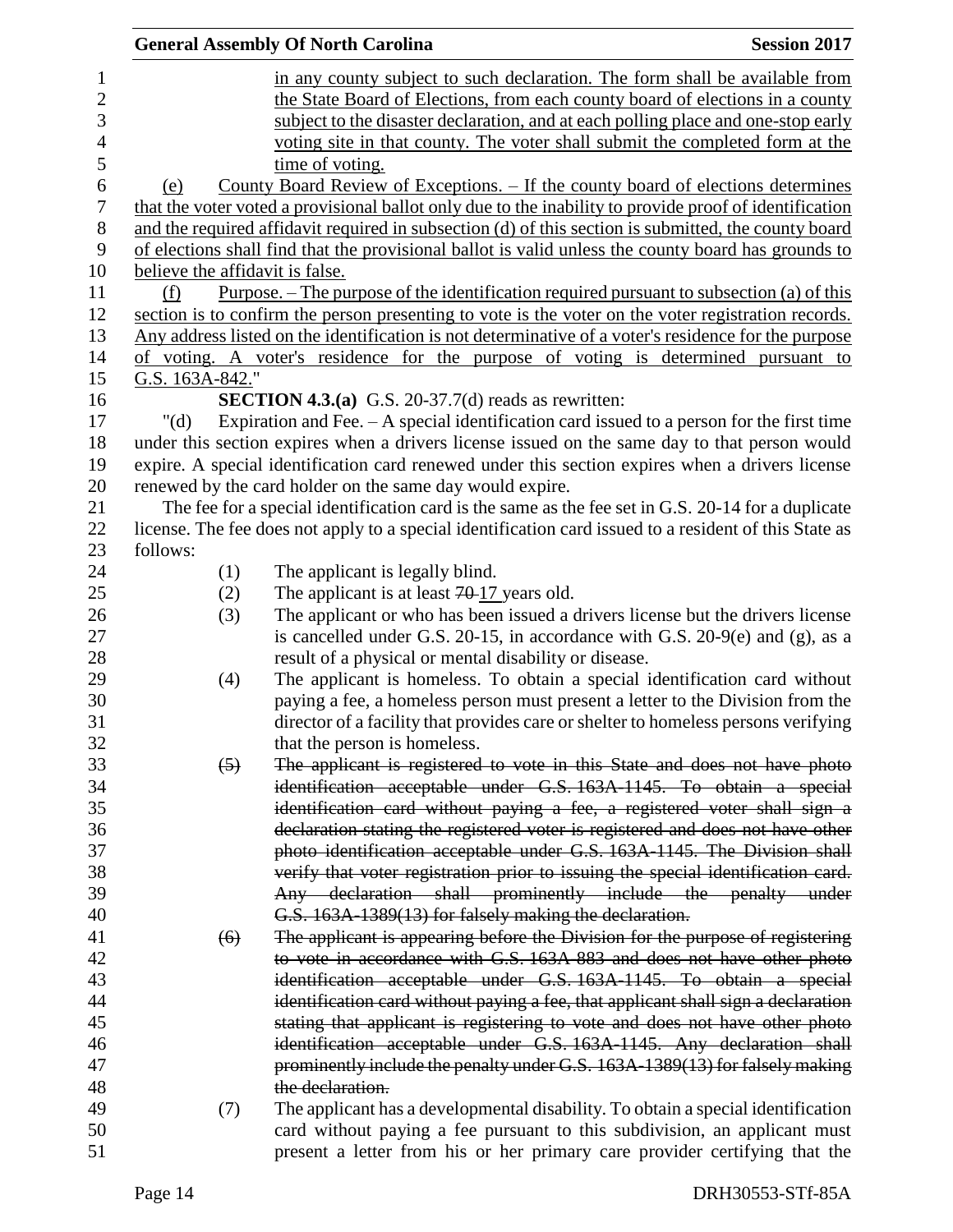in any county subject to such declaration. The form shall be available from the State Board of Elections, from each county board of elections in a county subject to the disaster declaration, and at each polling place and one-stop early voting site in that county. The voter shall submit the completed form at the time of voting.

(e) County Board Review of Exceptions. – If the county board of elections determines that the voter voted a provisional ballot only due to the inability to provide proof of identification and the required affidavit required in subsection (d) of this section is submitted, the county board of elections shall find that the provisional ballot is valid unless the county board has grounds to believe the affidavit is false.

(f) Purpose. – The purpose of the identification required pursuant to subsection (a) of this section is to confirm the person presenting to vote is the voter on the voter registration records. Any address listed on the identification is not determinative of a voter's residence for the purpose of voting. A voter's residence for the purpose of voting is determined pursuant to G.S. 163A-842."

**SECTION 4.3.(a)** G.S. 20-37.7(d) reads as rewritten:

"(d) Expiration and Fee. – A special identification card issued to a person for the first time under this section expires when a drivers license issued on the same day to that person would expire. A special identification card renewed under this section expires when a drivers license renewed by the card holder on the same day would expire.

The fee for a special identification card is the same as the fee set in G.S. 20-14 for a duplicate license. The fee does not apply to a special identification card issued to a resident of this State as follows:

(1) The applicant is legally blind.

(2) The applicant is at least ~~70~~ 17 years old.

(3) The applicant or who has been issued a drivers license but the drivers license is cancelled under G.S. 20-15, in accordance with G.S. 20-9(e) and (g), as a result of a physical or mental disability or disease.

(4) The applicant is homeless. To obtain a special identification card without paying a fee, a homeless person must present a letter to the Division from the director of a facility that provides care or shelter to homeless persons verifying that the person is homeless.

~~(5) The applicant is registered to vote in this State and does not have photo identification acceptable under G.S. 163A-1145. To obtain a special identification card without paying a fee, a registered voter shall sign a declaration stating the registered voter is registered and does not have other photo identification acceptable under G.S. 163A-1145. The Division shall verify that voter registration prior to issuing the special identification card. Any declaration shall prominently include the penalty under G.S. 163A-1389(13) for falsely making the declaration.~~

~~(6) The applicant is appearing before the Division for the purpose of registering to vote in accordance with G.S. 163A-883 and does not have other photo identification acceptable under G.S. 163A-1145. To obtain a special identification card without paying a fee, that applicant shall sign a declaration stating that applicant is registering to vote and does not have other photo identification acceptable under G.S. 163A-1145. Any declaration shall prominently include the penalty under G.S. 163A-1389(13) for falsely making the declaration.~~

(7) The applicant has a developmental disability. To obtain a special identification card without paying a fee pursuant to this subdivision, an applicant must present a letter from his or her primary care provider certifying that the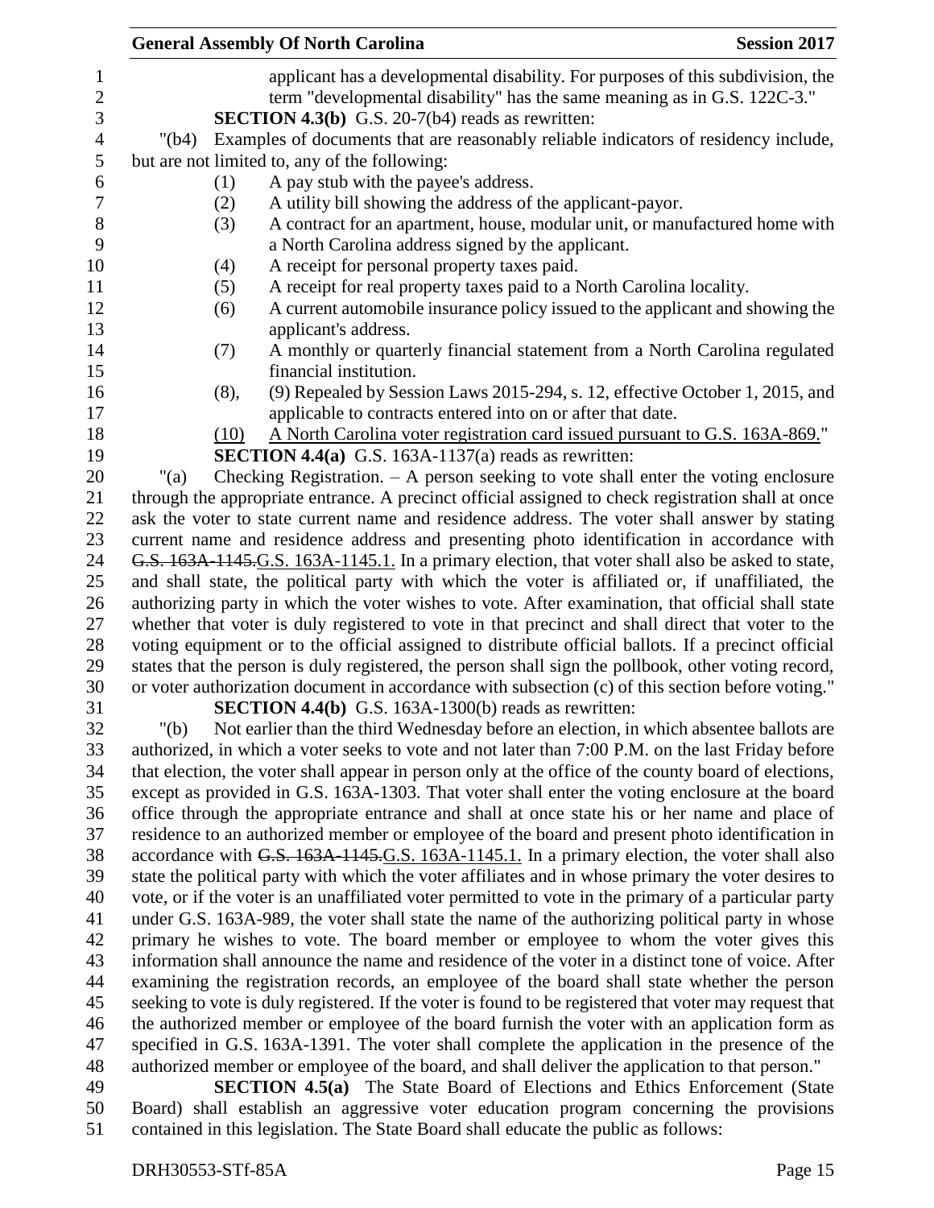applicant has a developmental disability. For purposes of this subdivision, the term "developmental disability" has the same meaning as in G.S. 122C-3."

**SECTION 4.3(b)** G.S. 20-7(b4) reads as rewritten:

"(b4) Examples of documents that are reasonably reliable indicators of residency include, but are not limited to, any of the following:

(1) A pay stub with the payee's address.

(2) A utility bill showing the address of the applicant-payor.

(3) A contract for an apartment, house, modular unit, or manufactured home with a North Carolina address signed by the applicant.

(4) A receipt for personal property taxes paid.

(5) A receipt for real property taxes paid to a North Carolina locality.

(6) A current automobile insurance policy issued to the applicant and showing the applicant's address.

(7) A monthly or quarterly financial statement from a North Carolina regulated financial institution.

(8), (9) Repealed by Session Laws 2015-294, s. 12, effective October 1, 2015, and applicable to contracts entered into on or after that date.

<u>(10) A North Carolina voter registration card issued pursuant to G.S. 163A-869.</u>"

**SECTION 4.4(a)** G.S. 163A-1137(a) reads as rewritten:

"(a) Checking Registration. – A person seeking to vote shall enter the voting enclosure through the appropriate entrance. A precinct official assigned to check registration shall at once ask the voter to state current name and residence address. The voter shall answer by stating current name and residence address and presenting photo identification in accordance with ~~G.S. 163A-1145.~~<u>G.S. 163A-1145.1.</u> In a primary election, that voter shall also be asked to state, and shall state, the political party with which the voter is affiliated or, if unaffiliated, the authorizing party in which the voter wishes to vote. After examination, that official shall state whether that voter is duly registered to vote in that precinct and shall direct that voter to the voting equipment or to the official assigned to distribute official ballots. If a precinct official states that the person is duly registered, the person shall sign the pollbook, other voting record, or voter authorization document in accordance with subsection (c) of this section before voting."

**SECTION 4.4(b)** G.S. 163A-1300(b) reads as rewritten:

"(b) Not earlier than the third Wednesday before an election, in which absentee ballots are authorized, in which a voter seeks to vote and not later than 7:00 P.M. on the last Friday before that election, the voter shall appear in person only at the office of the county board of elections, except as provided in G.S. 163A-1303. That voter shall enter the voting enclosure at the board office through the appropriate entrance and shall at once state his or her name and place of residence to an authorized member or employee of the board and present photo identification in accordance with ~~G.S. 163A-1145.~~<u>G.S. 163A-1145.1.</u> In a primary election, the voter shall also state the political party with which the voter affiliates and in whose primary the voter desires to vote, or if the voter is an unaffiliated voter permitted to vote in the primary of a particular party under G.S. 163A-989, the voter shall state the name of the authorizing political party in whose primary he wishes to vote. The board member or employee to whom the voter gives this information shall announce the name and residence of the voter in a distinct tone of voice. After examining the registration records, an employee of the board shall state whether the person seeking to vote is duly registered. If the voter is found to be registered that voter may request that the authorized member or employee of the board furnish the voter with an application form as specified in G.S. 163A-1391. The voter shall complete the application in the presence of the authorized member or employee of the board, and shall deliver the application to that person."

**SECTION 4.5(a)** The State Board of Elections and Ethics Enforcement (State Board) shall establish an aggressive voter education program concerning the provisions contained in this legislation. The State Board shall educate the public as follows: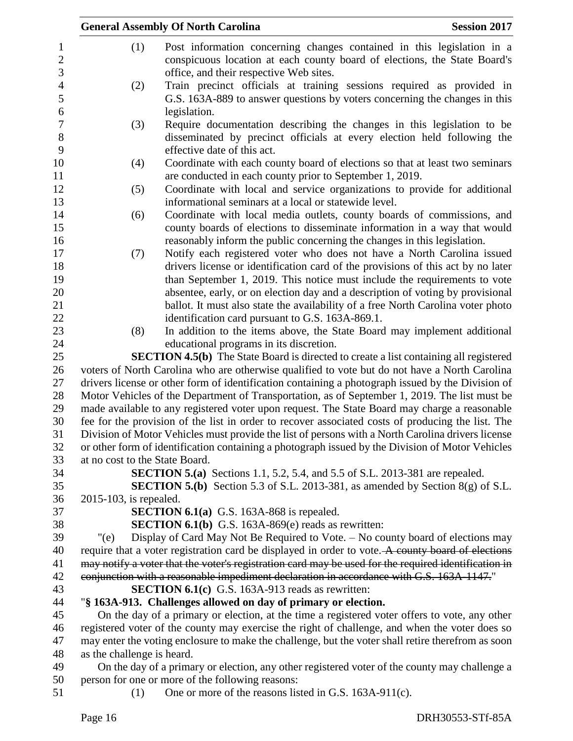(1) Post information concerning changes contained in this legislation in a conspicuous location at each county board of elections, the State Board's office, and their respective Web sites.

(2) Train precinct officials at training sessions required as provided in G.S. 163A-889 to answer questions by voters concerning the changes in this legislation.

(3) Require documentation describing the changes in this legislation to be disseminated by precinct officials at every election held following the effective date of this act.

(4) Coordinate with each county board of elections so that at least two seminars are conducted in each county prior to September 1, 2019.

(5) Coordinate with local and service organizations to provide for additional informational seminars at a local or statewide level.

(6) Coordinate with local media outlets, county boards of commissions, and county boards of elections to disseminate information in a way that would reasonably inform the public concerning the changes in this legislation.

(7) Notify each registered voter who does not have a North Carolina issued drivers license or identification card of the provisions of this act by no later than September 1, 2019. This notice must include the requirements to vote absentee, early, or on election day and a description of voting by provisional ballot. It must also state the availability of a free North Carolina voter photo identification card pursuant to G.S. 163A-869.1.

(8) In addition to the items above, the State Board may implement additional educational programs in its discretion.

**SECTION 4.5(b)** The State Board is directed to create a list containing all registered voters of North Carolina who are otherwise qualified to vote but do not have a North Carolina drivers license or other form of identification containing a photograph issued by the Division of Motor Vehicles of the Department of Transportation, as of September 1, 2019. The list must be made available to any registered voter upon request. The State Board may charge a reasonable fee for the provision of the list in order to recover associated costs of producing the list. The Division of Motor Vehicles must provide the list of persons with a North Carolina drivers license or other form of identification containing a photograph issued by the Division of Motor Vehicles at no cost to the State Board.

**SECTION 5.(a)** Sections 1.1, 5.2, 5.4, and 5.5 of S.L. 2013-381 are repealed.

**SECTION 5.(b)** Section 5.3 of S.L. 2013-381, as amended by Section 8(g) of S.L. 2015-103, is repealed.

**SECTION 6.1(a)** G.S. 163A-868 is repealed.

**SECTION 6.1(b)** G.S. 163A-869(e) reads as rewritten:

"(e) Display of Card May Not Be Required to Vote. – No county board of elections may require that a voter registration card be displayed in order to vote. ~~A county board of elections may notify a voter that the voter's registration card may be used for the required identification in conjunction with a reasonable impediment declaration in accordance with G.S. 163A-1147.~~"

**SECTION 6.1(c)** G.S. 163A-913 reads as rewritten:

"**§ 163A-913. Challenges allowed on day of primary or election.**

On the day of a primary or election, at the time a registered voter offers to vote, any other registered voter of the county may exercise the right of challenge, and when the voter does so may enter the voting enclosure to make the challenge, but the voter shall retire therefrom as soon as the challenge is heard.

On the day of a primary or election, any other registered voter of the county may challenge a person for one or more of the following reasons:

(1) One or more of the reasons listed in G.S. 163A-911(c).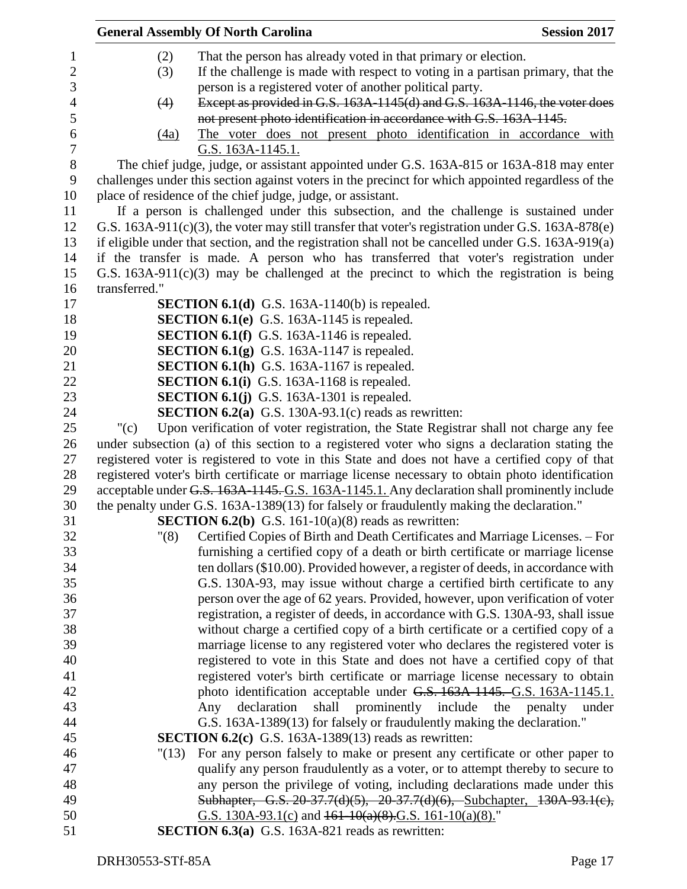(2) That the person has already voted in that primary or election.

(3) If the challenge is made with respect to voting in a partisan primary, that the person is a registered voter of another political party.

~~(4) Except as provided in G.S. 163A-1145(d) and G.S. 163A-1146, the voter does not present photo identification in accordance with G.S. 163A-1145.~~

<u>(4a) The voter does not present photo identification in accordance with G.S. 163A-1145.1.</u>

The chief judge, judge, or assistant appointed under G.S. 163A-815 or 163A-818 may enter challenges under this section against voters in the precinct for which appointed regardless of the place of residence of the chief judge, judge, or assistant.

If a person is challenged under this subsection, and the challenge is sustained under G.S. 163A-911(c)(3), the voter may still transfer that voter's registration under G.S. 163A-878(e) if eligible under that section, and the registration shall not be cancelled under G.S. 163A-919(a) if the transfer is made. A person who has transferred that voter's registration under G.S. 163A-911(c)(3) may be challenged at the precinct to which the registration is being transferred."

**SECTION 6.1(d)** G.S. 163A-1140(b) is repealed.

**SECTION 6.1(e)** G.S. 163A-1145 is repealed.

**SECTION 6.1(f)** G.S. 163A-1146 is repealed.

**SECTION 6.1(g)** G.S. 163A-1147 is repealed.

**SECTION 6.1(h)** G.S. 163A-1167 is repealed.

**SECTION 6.1(i)** G.S. 163A-1168 is repealed.

**SECTION 6.1(j)** G.S. 163A-1301 is repealed.

**SECTION 6.2(a)** G.S. 130A-93.1(c) reads as rewritten:

"(c) Upon verification of voter registration, the State Registrar shall not charge any fee under subsection (a) of this section to a registered voter who signs a declaration stating the registered voter is registered to vote in this State and does not have a certified copy of that registered voter's birth certificate or marriage license necessary to obtain photo identification acceptable under ~~G.S. 163A-1145.~~ <u>G.S. 163A-1145.1.</u> Any declaration shall prominently include the penalty under G.S. 163A-1389(13) for falsely or fraudulently making the declaration."

**SECTION 6.2(b)** G.S. 161-10(a)(8) reads as rewritten:

"(8) Certified Copies of Birth and Death Certificates and Marriage Licenses. – For furnishing a certified copy of a death or birth certificate or marriage license ten dollars ($10.00). Provided however, a register of deeds, in accordance with G.S. 130A-93, may issue without charge a certified birth certificate to any person over the age of 62 years. Provided, however, upon verification of voter registration, a register of deeds, in accordance with G.S. 130A-93, shall issue without charge a certified copy of a birth certificate or a certified copy of a marriage license to any registered voter who declares the registered voter is registered to vote in this State and does not have a certified copy of that registered voter's birth certificate or marriage license necessary to obtain photo identification acceptable under ~~G.S. 163A-1145.~~ <u>G.S. 163A-1145.1.</u> Any declaration shall prominently include the penalty under G.S. 163A-1389(13) for falsely or fraudulently making the declaration."

**SECTION 6.2(c)** G.S. 163A-1389(13) reads as rewritten:

"(13) For any person falsely to make or present any certificate or other paper to qualify any person fraudulently as a voter, or to attempt thereby to secure to any person the privilege of voting, including declarations made under this ~~Subhapter, G.S. 20-37.7(d)(5), 20-37.7(d)(6), Subchapter, 130A-93.1(c),~~ <u>G.S. 130A-93.1(c)</u> and ~~161-10(a)(8).~~<u>G.S. 161-10(a)(8).</u>"

**SECTION 6.3(a)** G.S. 163A-821 reads as rewritten: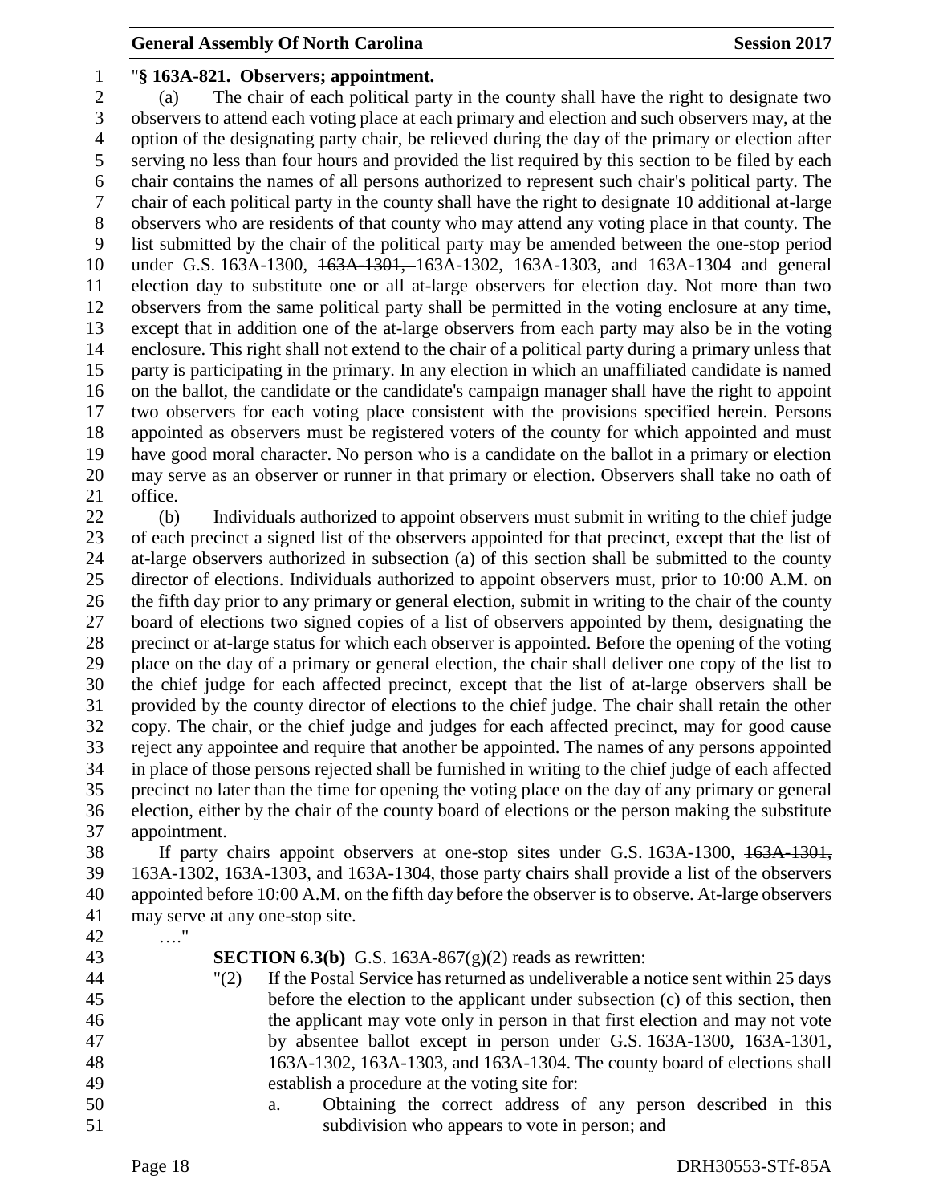"**§ 163A-821. Observers; appointment.**

(a) The chair of each political party in the county shall have the right to designate two observers to attend each voting place at each primary and election and such observers may, at the option of the designating party chair, be relieved during the day of the primary or election after serving no less than four hours and provided the list required by this section to be filed by each chair contains the names of all persons authorized to represent such chair's political party. The chair of each political party in the county shall have the right to designate 10 additional at-large observers who are residents of that county who may attend any voting place in that county. The list submitted by the chair of the political party may be amended between the one-stop period under G.S. 163A-1300, ~~163A-1301,~~ 163A-1302, 163A-1303, and 163A-1304 and general election day to substitute one or all at-large observers for election day. Not more than two observers from the same political party shall be permitted in the voting enclosure at any time, except that in addition one of the at-large observers from each party may also be in the voting enclosure. This right shall not extend to the chair of a political party during a primary unless that party is participating in the primary. In any election in which an unaffiliated candidate is named on the ballot, the candidate or the candidate's campaign manager shall have the right to appoint two observers for each voting place consistent with the provisions specified herein. Persons appointed as observers must be registered voters of the county for which appointed and must have good moral character. No person who is a candidate on the ballot in a primary or election may serve as an observer or runner in that primary or election. Observers shall take no oath of office.

(b) Individuals authorized to appoint observers must submit in writing to the chief judge of each precinct a signed list of the observers appointed for that precinct, except that the list of at-large observers authorized in subsection (a) of this section shall be submitted to the county director of elections. Individuals authorized to appoint observers must, prior to 10:00 A.M. on the fifth day prior to any primary or general election, submit in writing to the chair of the county board of elections two signed copies of a list of observers appointed by them, designating the precinct or at-large status for which each observer is appointed. Before the opening of the voting place on the day of a primary or general election, the chair shall deliver one copy of the list to the chief judge for each affected precinct, except that the list of at-large observers shall be provided by the county director of elections to the chief judge. The chair shall retain the other copy. The chair, or the chief judge and judges for each affected precinct, may for good cause reject any appointee and require that another be appointed. The names of any persons appointed in place of those persons rejected shall be furnished in writing to the chief judge of each affected precinct no later than the time for opening the voting place on the day of any primary or general election, either by the chair of the county board of elections or the person making the substitute appointment.

If party chairs appoint observers at one-stop sites under G.S. 163A-1300, ~~163A-1301,~~ 163A-1302, 163A-1303, and 163A-1304, those party chairs shall provide a list of the observers appointed before 10:00 A.M. on the fifth day before the observer is to observe. At-large observers may serve at any one-stop site.

…."

**SECTION 6.3(b)** G.S. 163A-867(g)(2) reads as rewritten:

"(2) If the Postal Service has returned as undeliverable a notice sent within 25 days before the election to the applicant under subsection (c) of this section, then the applicant may vote only in person in that first election and may not vote by absentee ballot except in person under G.S. 163A-1300, ~~163A-1301,~~ 163A-1302, 163A-1303, and 163A-1304. The county board of elections shall establish a procedure at the voting site for:

a. Obtaining the correct address of any person described in this subdivision who appears to vote in person; and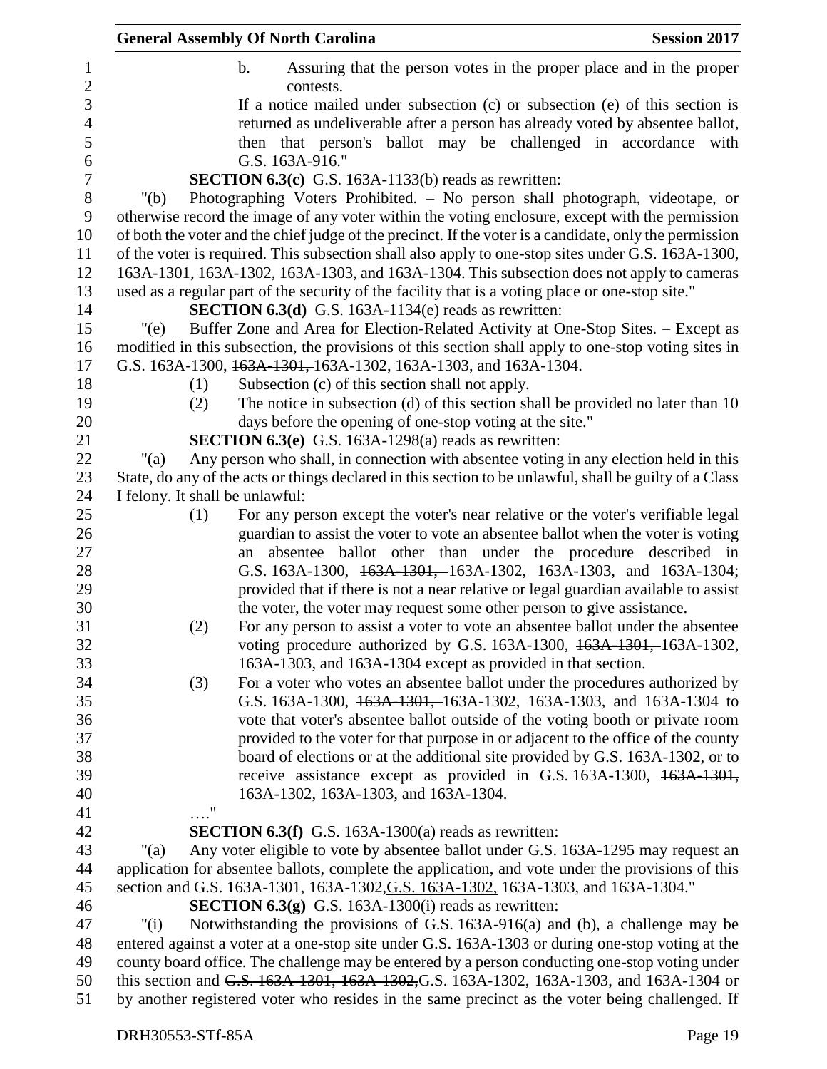b. Assuring that the person votes in the proper place and in the proper contests.

If a notice mailed under subsection (c) or subsection (e) of this section is returned as undeliverable after a person has already voted by absentee ballot, then that person's ballot may be challenged in accordance with G.S. 163A-916."

**SECTION 6.3(c)** G.S. 163A-1133(b) reads as rewritten:

"(b) Photographing Voters Prohibited. – No person shall photograph, videotape, or otherwise record the image of any voter within the voting enclosure, except with the permission of both the voter and the chief judge of the precinct. If the voter is a candidate, only the permission of the voter is required. This subsection shall also apply to one-stop sites under G.S. 163A-1300, ~~163A-1301,~~ 163A-1302, 163A-1303, and 163A-1304. This subsection does not apply to cameras used as a regular part of the security of the facility that is a voting place or one-stop site."

**SECTION 6.3(d)** G.S. 163A-1134(e) reads as rewritten:

"(e) Buffer Zone and Area for Election-Related Activity at One-Stop Sites. – Except as modified in this subsection, the provisions of this section shall apply to one-stop voting sites in G.S. 163A-1300, ~~163A-1301,~~ 163A-1302, 163A-1303, and 163A-1304.

(1) Subsection (c) of this section shall not apply.

(2) The notice in subsection (d) of this section shall be provided no later than 10 days before the opening of one-stop voting at the site."

**SECTION 6.3(e)** G.S. 163A-1298(a) reads as rewritten:

"(a) Any person who shall, in connection with absentee voting in any election held in this State, do any of the acts or things declared in this section to be unlawful, shall be guilty of a Class I felony. It shall be unlawful:

(1) For any person except the voter's near relative or the voter's verifiable legal guardian to assist the voter to vote an absentee ballot when the voter is voting an absentee ballot other than under the procedure described in G.S. 163A-1300, ~~163A-1301,~~ 163A-1302, 163A-1303, and 163A-1304; provided that if there is not a near relative or legal guardian available to assist the voter, the voter may request some other person to give assistance.

(2) For any person to assist a voter to vote an absentee ballot under the absentee voting procedure authorized by G.S. 163A-1300, ~~163A-1301,~~ 163A-1302, 163A-1303, and 163A-1304 except as provided in that section.

(3) For a voter who votes an absentee ballot under the procedures authorized by G.S. 163A-1300, ~~163A-1301,~~ 163A-1302, 163A-1303, and 163A-1304 to vote that voter's absentee ballot outside of the voting booth or private room provided to the voter for that purpose in or adjacent to the office of the county board of elections or at the additional site provided by G.S. 163A-1302, or to receive assistance except as provided in G.S. 163A-1300, ~~163A-1301,~~ 163A-1302, 163A-1303, and 163A-1304.

…."

**SECTION 6.3(f)** G.S. 163A-1300(a) reads as rewritten:

"(a) Any voter eligible to vote by absentee ballot under G.S. 163A-1295 may request an application for absentee ballots, complete the application, and vote under the provisions of this section and ~~G.S. 163A-1301, 163A-1302,~~G.S. 163A-1302, 163A-1303, and 163A-1304."

**SECTION 6.3(g)** G.S. 163A-1300(i) reads as rewritten:

"(i) Notwithstanding the provisions of G.S. 163A-916(a) and (b), a challenge may be entered against a voter at a one-stop site under G.S. 163A-1303 or during one-stop voting at the county board office. The challenge may be entered by a person conducting one-stop voting under this section and ~~G.S. 163A-1301, 163A-1302,~~G.S. 163A-1302, 163A-1303, and 163A-1304 or by another registered voter who resides in the same precinct as the voter being challenged. If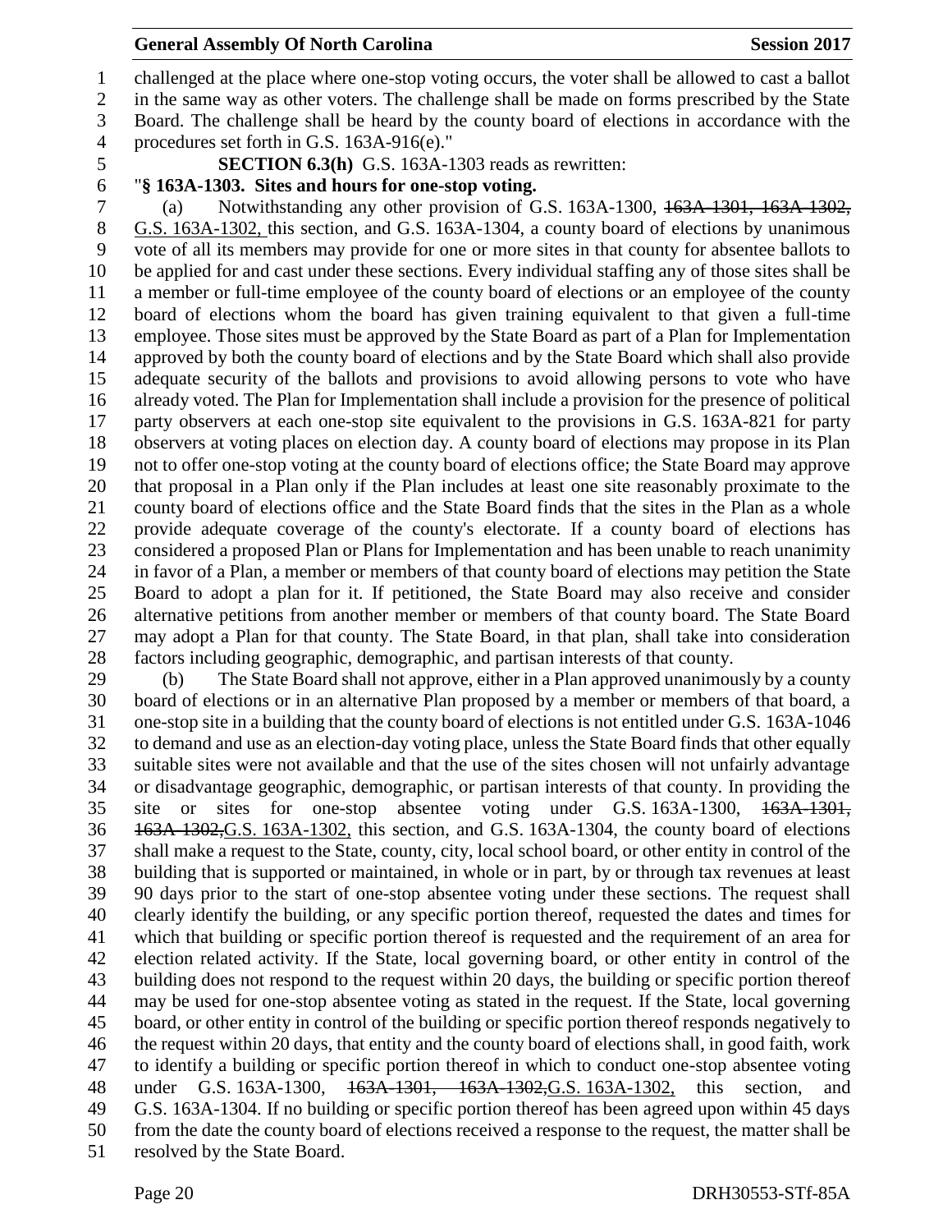challenged at the place where one-stop voting occurs, the voter shall be allowed to cast a ballot in the same way as other voters. The challenge shall be made on forms prescribed by the State Board. The challenge shall be heard by the county board of elections in accordance with the procedures set forth in G.S. 163A-916(e)."

**SECTION 6.3(h)** G.S. 163A-1303 reads as rewritten:

"**§ 163A-1303. Sites and hours for one-stop voting.**

(a) Notwithstanding any other provision of G.S. 163A-1300, ~~163A-1301, 163A-1302,~~ G.S. 163A-1302, this section, and G.S. 163A-1304, a county board of elections by unanimous vote of all its members may provide for one or more sites in that county for absentee ballots to be applied for and cast under these sections. Every individual staffing any of those sites shall be a member or full-time employee of the county board of elections or an employee of the county board of elections whom the board has given training equivalent to that given a full-time employee. Those sites must be approved by the State Board as part of a Plan for Implementation approved by both the county board of elections and by the State Board which shall also provide adequate security of the ballots and provisions to avoid allowing persons to vote who have already voted. The Plan for Implementation shall include a provision for the presence of political party observers at each one-stop site equivalent to the provisions in G.S. 163A-821 for party observers at voting places on election day. A county board of elections may propose in its Plan not to offer one-stop voting at the county board of elections office; the State Board may approve that proposal in a Plan only if the Plan includes at least one site reasonably proximate to the county board of elections office and the State Board finds that the sites in the Plan as a whole provide adequate coverage of the county's electorate. If a county board of elections has considered a proposed Plan or Plans for Implementation and has been unable to reach unanimity in favor of a Plan, a member or members of that county board of elections may petition the State Board to adopt a plan for it. If petitioned, the State Board may also receive and consider alternative petitions from another member or members of that county board. The State Board may adopt a Plan for that county. The State Board, in that plan, shall take into consideration factors including geographic, demographic, and partisan interests of that county.

(b) The State Board shall not approve, either in a Plan approved unanimously by a county board of elections or in an alternative Plan proposed by a member or members of that board, a one-stop site in a building that the county board of elections is not entitled under G.S. 163A-1046 to demand and use as an election-day voting place, unless the State Board finds that other equally suitable sites were not available and that the use of the sites chosen will not unfairly advantage or disadvantage geographic, demographic, or partisan interests of that county. In providing the site or sites for one-stop absentee voting under G.S. 163A-1300, ~~163A-1301, 163A-1302,~~G.S. 163A-1302, this section, and G.S. 163A-1304, the county board of elections shall make a request to the State, county, city, local school board, or other entity in control of the building that is supported or maintained, in whole or in part, by or through tax revenues at least 90 days prior to the start of one-stop absentee voting under these sections. The request shall clearly identify the building, or any specific portion thereof, requested the dates and times for which that building or specific portion thereof is requested and the requirement of an area for election related activity. If the State, local governing board, or other entity in control of the building does not respond to the request within 20 days, the building or specific portion thereof may be used for one-stop absentee voting as stated in the request. If the State, local governing board, or other entity in control of the building or specific portion thereof responds negatively to the request within 20 days, that entity and the county board of elections shall, in good faith, work to identify a building or specific portion thereof in which to conduct one-stop absentee voting under G.S. 163A-1300, ~~163A-1301, 163A-1302,~~G.S. 163A-1302, this section, and G.S. 163A-1304. If no building or specific portion thereof has been agreed upon within 45 days from the date the county board of elections received a response to the request, the matter shall be resolved by the State Board.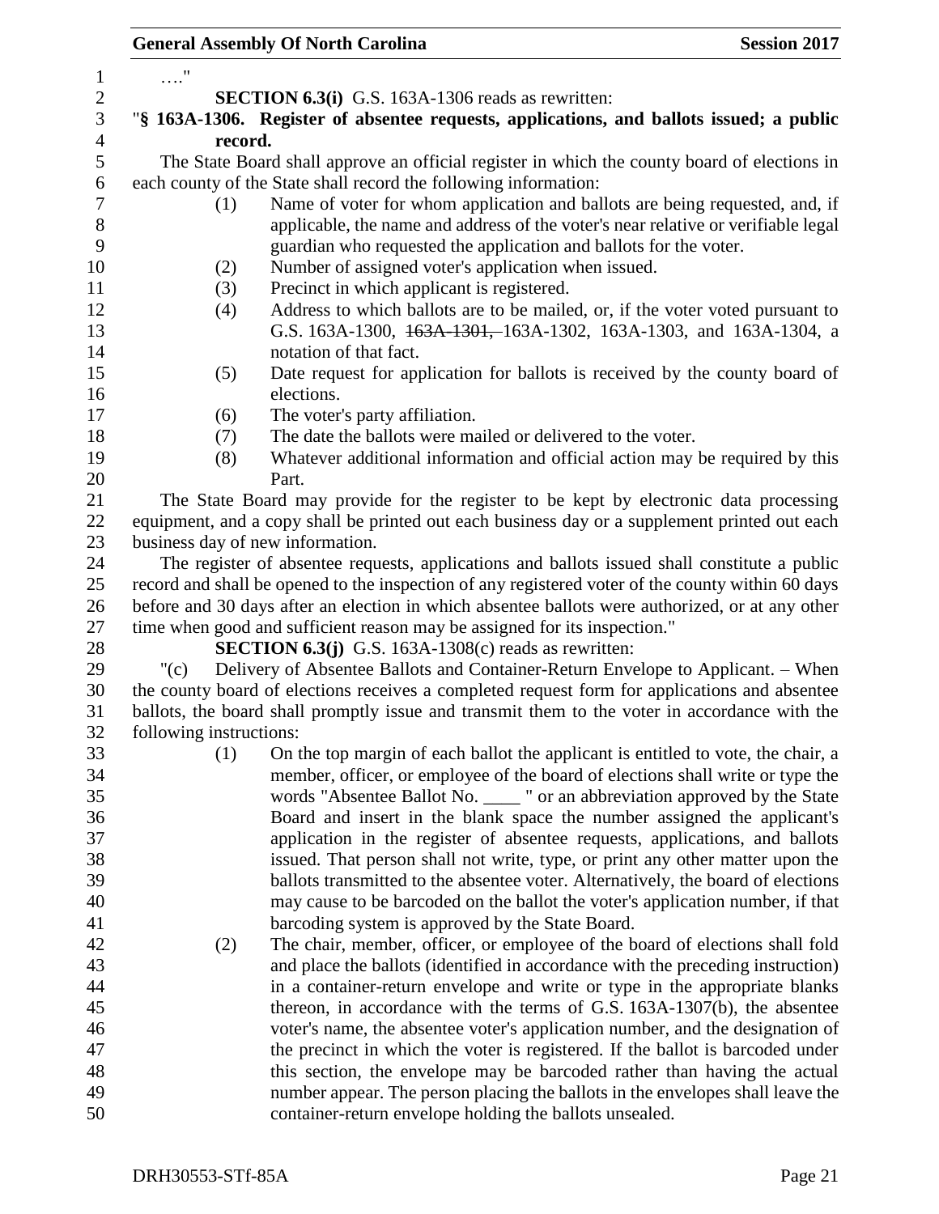…."

**SECTION 6.3(i)** G.S. 163A-1306 reads as rewritten:

"**§ 163A-1306. Register of absentee requests, applications, and ballots issued; a public record.**

The State Board shall approve an official register in which the county board of elections in each county of the State shall record the following information:

(1) Name of voter for whom application and ballots are being requested, and, if applicable, the name and address of the voter's near relative or verifiable legal guardian who requested the application and ballots for the voter.

(2) Number of assigned voter's application when issued.

(3) Precinct in which applicant is registered.

(4) Address to which ballots are to be mailed, or, if the voter voted pursuant to G.S. 163A-1300, ~~163A-1301,~~ 163A-1302, 163A-1303, and 163A-1304, a notation of that fact.

(5) Date request for application for ballots is received by the county board of elections.

(6) The voter's party affiliation.

(7) The date the ballots were mailed or delivered to the voter.

(8) Whatever additional information and official action may be required by this Part.

The State Board may provide for the register to be kept by electronic data processing equipment, and a copy shall be printed out each business day or a supplement printed out each business day of new information.

The register of absentee requests, applications and ballots issued shall constitute a public record and shall be opened to the inspection of any registered voter of the county within 60 days before and 30 days after an election in which absentee ballots were authorized, or at any other time when good and sufficient reason may be assigned for its inspection."

**SECTION 6.3(j)** G.S. 163A-1308(c) reads as rewritten:

"(c) Delivery of Absentee Ballots and Container-Return Envelope to Applicant. – When the county board of elections receives a completed request form for applications and absentee ballots, the board shall promptly issue and transmit them to the voter in accordance with the following instructions:

(1) On the top margin of each ballot the applicant is entitled to vote, the chair, a member, officer, or employee of the board of elections shall write or type the words "Absentee Ballot No. ____ " or an abbreviation approved by the State Board and insert in the blank space the number assigned the applicant's application in the register of absentee requests, applications, and ballots issued. That person shall not write, type, or print any other matter upon the ballots transmitted to the absentee voter. Alternatively, the board of elections may cause to be barcoded on the ballot the voter's application number, if that barcoding system is approved by the State Board.

(2) The chair, member, officer, or employee of the board of elections shall fold and place the ballots (identified in accordance with the preceding instruction) in a container-return envelope and write or type in the appropriate blanks thereon, in accordance with the terms of G.S. 163A-1307(b), the absentee voter's name, the absentee voter's application number, and the designation of the precinct in which the voter is registered. If the ballot is barcoded under this section, the envelope may be barcoded rather than having the actual number appear. The person placing the ballots in the envelopes shall leave the container-return envelope holding the ballots unsealed.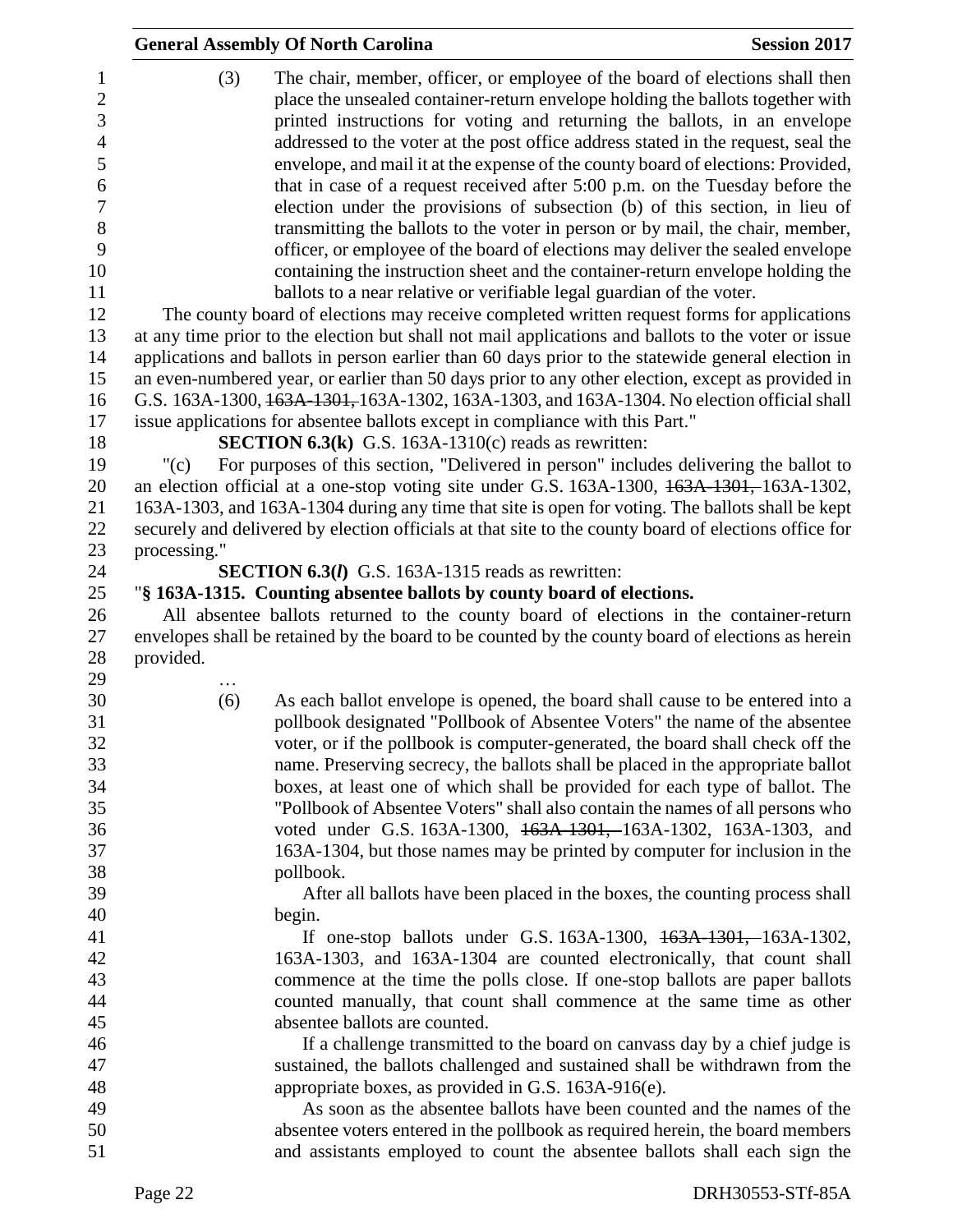(3) The chair, member, officer, or employee of the board of elections shall then place the unsealed container-return envelope holding the ballots together with printed instructions for voting and returning the ballots, in an envelope addressed to the voter at the post office address stated in the request, seal the envelope, and mail it at the expense of the county board of elections: Provided, that in case of a request received after 5:00 p.m. on the Tuesday before the election under the provisions of subsection (b) of this section, in lieu of transmitting the ballots to the voter in person or by mail, the chair, member, officer, or employee of the board of elections may deliver the sealed envelope containing the instruction sheet and the container-return envelope holding the ballots to a near relative or verifiable legal guardian of the voter.

The county board of elections may receive completed written request forms for applications at any time prior to the election but shall not mail applications and ballots to the voter or issue applications and ballots in person earlier than 60 days prior to the statewide general election in an even-numbered year, or earlier than 50 days prior to any other election, except as provided in G.S. 163A-1300, ~~163A-1301,~~ 163A-1302, 163A-1303, and 163A-1304. No election official shall issue applications for absentee ballots except in compliance with this Part."

**SECTION 6.3(k)** G.S. 163A-1310(c) reads as rewritten:

"(c) For purposes of this section, "Delivered in person" includes delivering the ballot to an election official at a one-stop voting site under G.S. 163A-1300, ~~163A-1301,~~ 163A-1302, 163A-1303, and 163A-1304 during any time that site is open for voting. The ballots shall be kept securely and delivered by election officials at that site to the county board of elections office for processing."

**SECTION 6.3(*l*)** G.S. 163A-1315 reads as rewritten:

"**§ 163A-1315. Counting absentee ballots by county board of elections.**

All absentee ballots returned to the county board of elections in the container-return envelopes shall be retained by the board to be counted by the county board of elections as herein provided.

…

(6) As each ballot envelope is opened, the board shall cause to be entered into a pollbook designated "Pollbook of Absentee Voters" the name of the absentee voter, or if the pollbook is computer-generated, the board shall check off the name. Preserving secrecy, the ballots shall be placed in the appropriate ballot boxes, at least one of which shall be provided for each type of ballot. The "Pollbook of Absentee Voters" shall also contain the names of all persons who voted under G.S. 163A-1300, ~~163A-1301,~~ 163A-1302, 163A-1303, and 163A-1304, but those names may be printed by computer for inclusion in the pollbook.

After all ballots have been placed in the boxes, the counting process shall begin.

If one-stop ballots under G.S. 163A-1300, ~~163A-1301,~~ 163A-1302, 163A-1303, and 163A-1304 are counted electronically, that count shall commence at the time the polls close. If one-stop ballots are paper ballots counted manually, that count shall commence at the same time as other absentee ballots are counted.

If a challenge transmitted to the board on canvass day by a chief judge is sustained, the ballots challenged and sustained shall be withdrawn from the appropriate boxes, as provided in G.S. 163A-916(e).

As soon as the absentee ballots have been counted and the names of the absentee voters entered in the pollbook as required herein, the board members and assistants employed to count the absentee ballots shall each sign the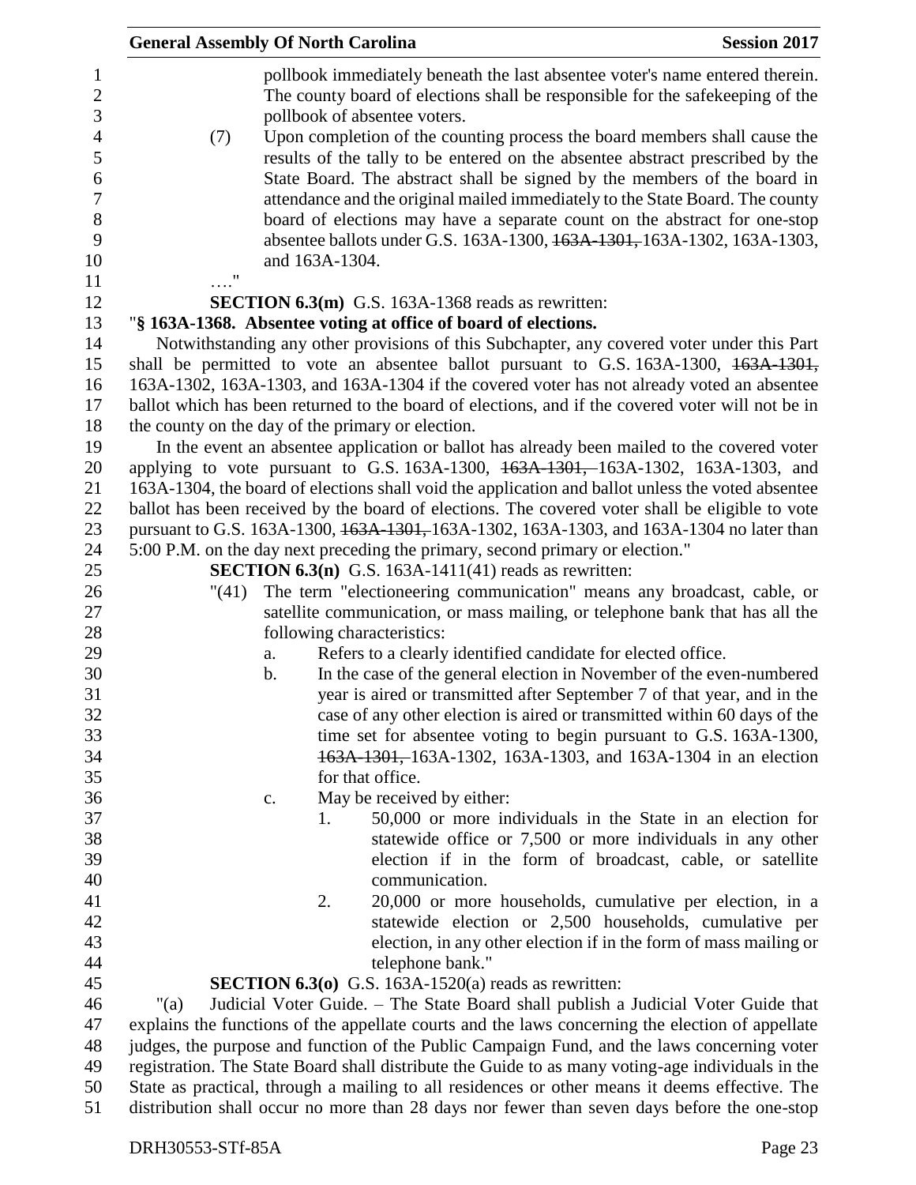pollbook immediately beneath the last absentee voter's name entered therein. The county board of elections shall be responsible for the safekeeping of the pollbook of absentee voters.

(7) Upon completion of the counting process the board members shall cause the results of the tally to be entered on the absentee abstract prescribed by the State Board. The abstract shall be signed by the members of the board in attendance and the original mailed immediately to the State Board. The county board of elections may have a separate count on the abstract for one-stop absentee ballots under G.S. 163A-1300, ~~163A-1301,~~ 163A-1302, 163A-1303, and 163A-1304.

…."

**SECTION 6.3(m)** G.S. 163A-1368 reads as rewritten:

"**§ 163A-1368. Absentee voting at office of board of elections.**

Notwithstanding any other provisions of this Subchapter, any covered voter under this Part shall be permitted to vote an absentee ballot pursuant to G.S. 163A-1300, ~~163A-1301,~~ 163A-1302, 163A-1303, and 163A-1304 if the covered voter has not already voted an absentee ballot which has been returned to the board of elections, and if the covered voter will not be in the county on the day of the primary or election.

In the event an absentee application or ballot has already been mailed to the covered voter applying to vote pursuant to G.S. 163A-1300, ~~163A-1301,~~ 163A-1302, 163A-1303, and 163A-1304, the board of elections shall void the application and ballot unless the voted absentee ballot has been received by the board of elections. The covered voter shall be eligible to vote pursuant to G.S. 163A-1300, ~~163A-1301,~~ 163A-1302, 163A-1303, and 163A-1304 no later than 5:00 P.M. on the day next preceding the primary, second primary or election."

**SECTION 6.3(n)** G.S. 163A-1411(41) reads as rewritten:

"(41) The term "electioneering communication" means any broadcast, cable, or satellite communication, or mass mailing, or telephone bank that has all the following characteristics:

a. Refers to a clearly identified candidate for elected office.

b. In the case of the general election in November of the even-numbered year is aired or transmitted after September 7 of that year, and in the case of any other election is aired or transmitted within 60 days of the time set for absentee voting to begin pursuant to G.S. 163A-1300, ~~163A-1301,~~ 163A-1302, 163A-1303, and 163A-1304 in an election for that office.

c. May be received by either:

1. 50,000 or more individuals in the State in an election for statewide office or 7,500 or more individuals in any other election if in the form of broadcast, cable, or satellite communication.

2. 20,000 or more households, cumulative per election, in a statewide election or 2,500 households, cumulative per election, in any other election if in the form of mass mailing or telephone bank."

**SECTION 6.3(o)** G.S. 163A-1520(a) reads as rewritten:

"(a) Judicial Voter Guide. – The State Board shall publish a Judicial Voter Guide that explains the functions of the appellate courts and the laws concerning the election of appellate judges, the purpose and function of the Public Campaign Fund, and the laws concerning voter registration. The State Board shall distribute the Guide to as many voting-age individuals in the State as practical, through a mailing to all residences or other means it deems effective. The distribution shall occur no more than 28 days nor fewer than seven days before the one-stop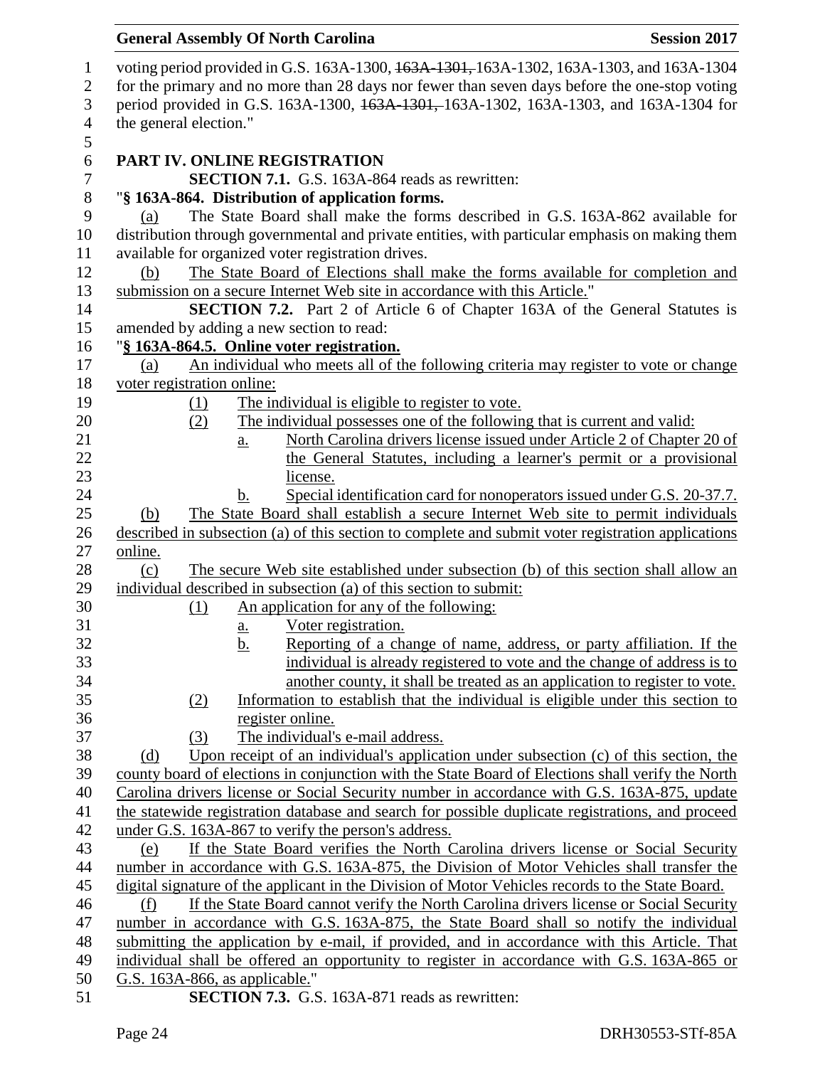voting period provided in G.S. 163A-1300, ~~163A-1301,~~ 163A-1302, 163A-1303, and 163A-1304 for the primary and no more than 28 days nor fewer than seven days before the one-stop voting period provided in G.S. 163A-1300, ~~163A-1301,~~ 163A-1302, 163A-1303, and 163A-1304 for the general election."

## PART IV. ONLINE REGISTRATION

**SECTION 7.1.** G.S. 163A-864 reads as rewritten:

"**§ 163A-864. Distribution of application forms.**

(a) The State Board shall make the forms described in G.S. 163A-862 available for distribution through governmental and private entities, with particular emphasis on making them available for organized voter registration drives.

<u>(b) The State Board of Elections shall make the forms available for completion and submission on a secure Internet Web site in accordance with this Article.</u>"

**SECTION 7.2.** Part 2 of Article 6 of Chapter 163A of the General Statutes is amended by adding a new section to read:

"<u>**§ 163A-864.5. Online voter registration.**</u>

<u>(a) An individual who meets all of the following criteria may register to vote or change voter registration online:</u>

<u>(1) The individual is eligible to register to vote.</u>

<u>(2) The individual possesses one of the following that is current and valid:</u>

<u>a. North Carolina drivers license issued under Article 2 of Chapter 20 of the General Statutes, including a learner's permit or a provisional license.</u>

<u>b. Special identification card for nonoperators issued under G.S. 20-37.7.</u>

<u>(b) The State Board shall establish a secure Internet Web site to permit individuals described in subsection (a) of this section to complete and submit voter registration applications online.</u>

<u>(c) The secure Web site established under subsection (b) of this section shall allow an individual described in subsection (a) of this section to submit:</u>

<u>(1) An application for any of the following:</u>

<u>a. Voter registration.</u>

<u>b. Reporting of a change of name, address, or party affiliation. If the individual is already registered to vote and the change of address is to another county, it shall be treated as an application to register to vote.</u>

<u>(2) Information to establish that the individual is eligible under this section to register online.</u>

<u>(3) The individual's e-mail address.</u>

<u>(d) Upon receipt of an individual's application under subsection (c) of this section, the county board of elections in conjunction with the State Board of Elections shall verify the North Carolina drivers license or Social Security number in accordance with G.S. 163A-875, update the statewide registration database and search for possible duplicate registrations, and proceed under G.S. 163A-867 to verify the person's address.</u>

<u>(e) If the State Board verifies the North Carolina drivers license or Social Security number in accordance with G.S. 163A-875, the Division of Motor Vehicles shall transfer the digital signature of the applicant in the Division of Motor Vehicles records to the State Board.</u>

<u>(f) If the State Board cannot verify the North Carolina drivers license or Social Security number in accordance with G.S. 163A-875, the State Board shall so notify the individual submitting the application by e-mail, if provided, and in accordance with this Article. That individual shall be offered an opportunity to register in accordance with G.S. 163A-865 or G.S. 163A-866, as applicable.</u>"

**SECTION 7.3.** G.S. 163A-871 reads as rewritten: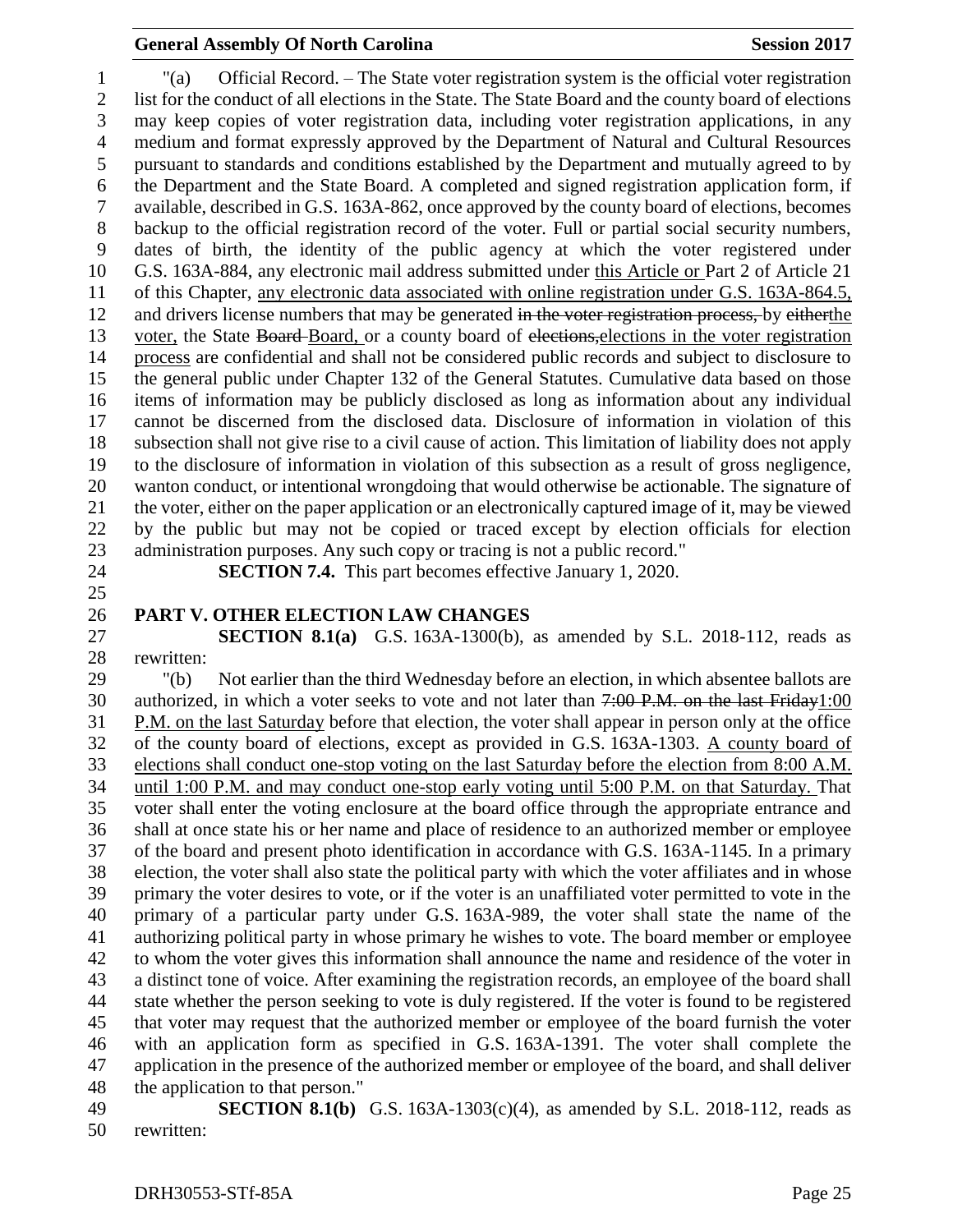"(a) Official Record. – The State voter registration system is the official voter registration list for the conduct of all elections in the State. The State Board and the county board of elections may keep copies of voter registration data, including voter registration applications, in any medium and format expressly approved by the Department of Natural and Cultural Resources pursuant to standards and conditions established by the Department and mutually agreed to by the Department and the State Board. A completed and signed registration application form, if available, described in G.S. 163A-862, once approved by the county board of elections, becomes backup to the official registration record of the voter. Full or partial social security numbers, dates of birth, the identity of the public agency at which the voter registered under G.S. 163A-884, any electronic mail address submitted under <u>this Article or</u> Part 2 of Article 21 of this Chapter, <u>any electronic data associated with online registration under G.S. 163A-864.5,</u> and drivers license numbers that may be generated ~~in the voter registration process,~~ by ~~either~~<u>the voter,</u> the State ~~Board~~ <u>Board,</u> or a county board of ~~elections,~~<u>elections in the voter registration process</u> are confidential and shall not be considered public records and subject to disclosure to the general public under Chapter 132 of the General Statutes. Cumulative data based on those items of information may be publicly disclosed as long as information about any individual cannot be discerned from the disclosed data. Disclosure of information in violation of this subsection shall not give rise to a civil cause of action. This limitation of liability does not apply to the disclosure of information in violation of this subsection as a result of gross negligence, wanton conduct, or intentional wrongdoing that would otherwise be actionable. The signature of the voter, either on the paper application or an electronically captured image of it, may be viewed by the public but may not be copied or traced except by election officials for election administration purposes. Any such copy or tracing is not a public record."

**SECTION 7.4.** This part becomes effective January 1, 2020.

## PART V. OTHER ELECTION LAW CHANGES

**SECTION 8.1(a)** G.S. 163A-1300(b), as amended by S.L. 2018-112, reads as rewritten:

"(b) Not earlier than the third Wednesday before an election, in which absentee ballots are authorized, in which a voter seeks to vote and not later than ~~7:00 P.M. on the last Friday~~<u>1:00 P.M. on the last Saturday</u> before that election, the voter shall appear in person only at the office of the county board of elections, except as provided in G.S. 163A-1303. <u>A county board of elections shall conduct one-stop voting on the last Saturday before the election from 8:00 A.M. until 1:00 P.M. and may conduct one-stop early voting until 5:00 P.M. on that Saturday.</u> That voter shall enter the voting enclosure at the board office through the appropriate entrance and shall at once state his or her name and place of residence to an authorized member or employee of the board and present photo identification in accordance with G.S. 163A-1145. In a primary election, the voter shall also state the political party with which the voter affiliates and in whose primary the voter desires to vote, or if the voter is an unaffiliated voter permitted to vote in the primary of a particular party under G.S. 163A-989, the voter shall state the name of the authorizing political party in whose primary he wishes to vote. The board member or employee to whom the voter gives this information shall announce the name and residence of the voter in a distinct tone of voice. After examining the registration records, an employee of the board shall state whether the person seeking to vote is duly registered. If the voter is found to be registered that voter may request that the authorized member or employee of the board furnish the voter with an application form as specified in G.S. 163A-1391. The voter shall complete the application in the presence of the authorized member or employee of the board, and shall deliver the application to that person."

**SECTION 8.1(b)** G.S. 163A-1303(c)(4), as amended by S.L. 2018-112, reads as rewritten: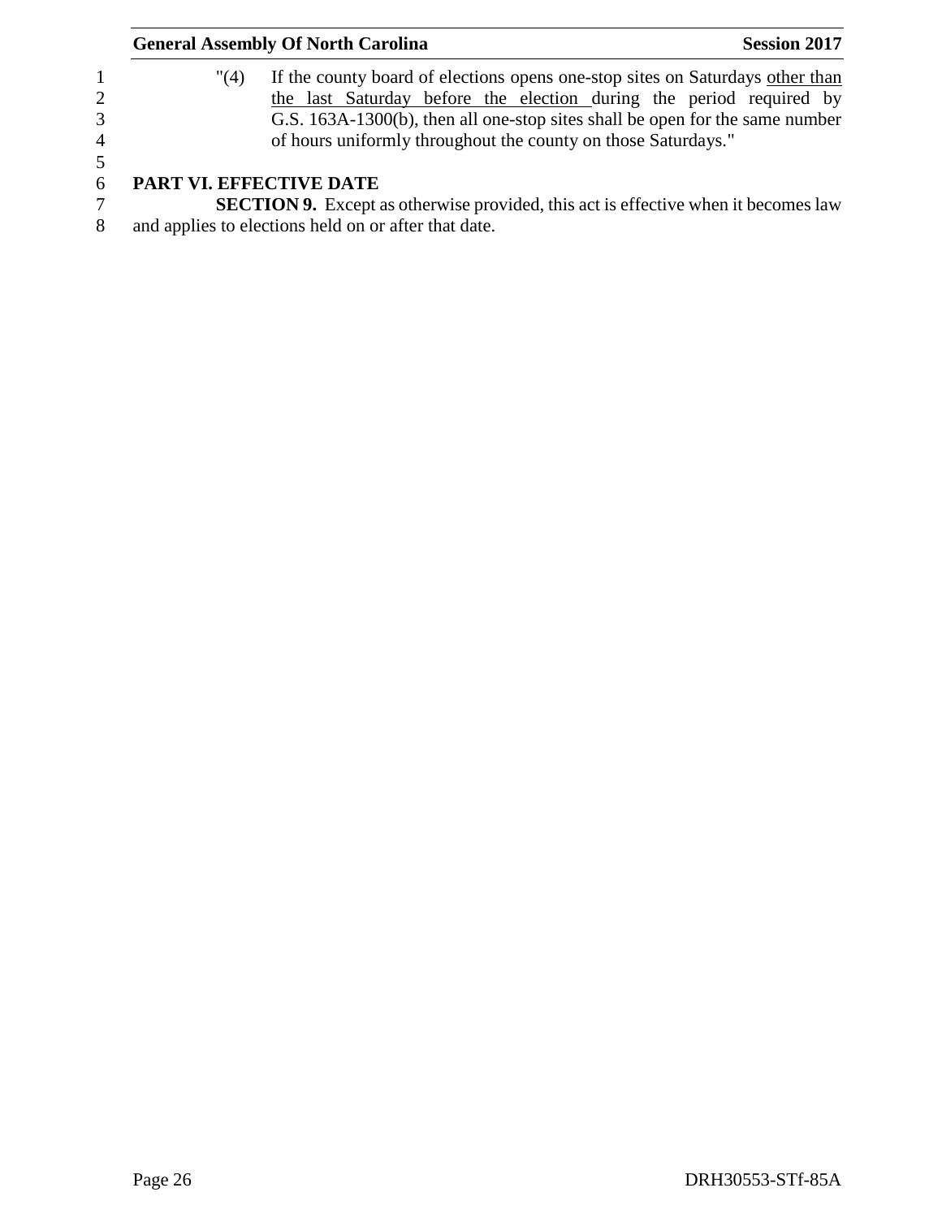"(4) If the county board of elections opens one-stop sites on Saturdays <u>other than the last Saturday before the election</u> during the period required by G.S. 163A-1300(b), then all one-stop sites shall be open for the same number of hours uniformly throughout the county on those Saturdays."

**PART VI. EFFECTIVE DATE**

**SECTION 9.** Except as otherwise provided, this act is effective when it becomes law and applies to elections held on or after that date.